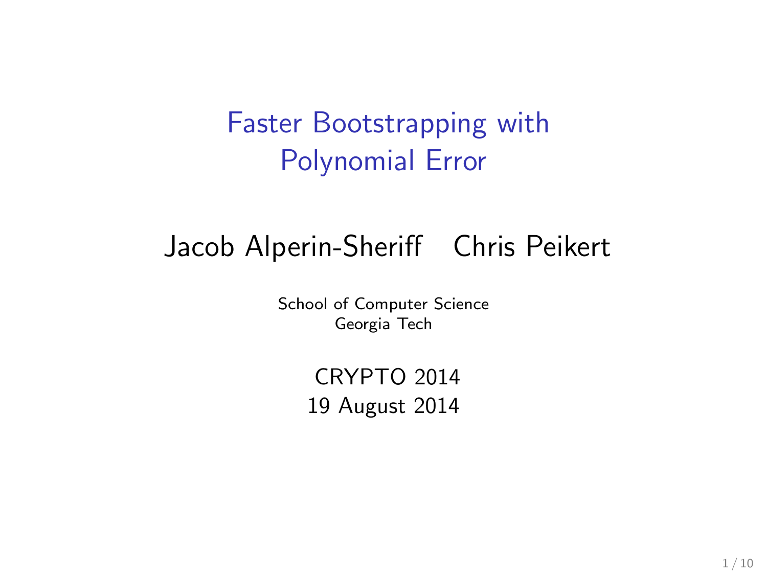# Faster Bootstrapping with Polynomial Error

Jacob Alperin-Sheriff    Chris Peikert

School of Computer Science
Georgia Tech

CRYPTO 2014
19 August 2014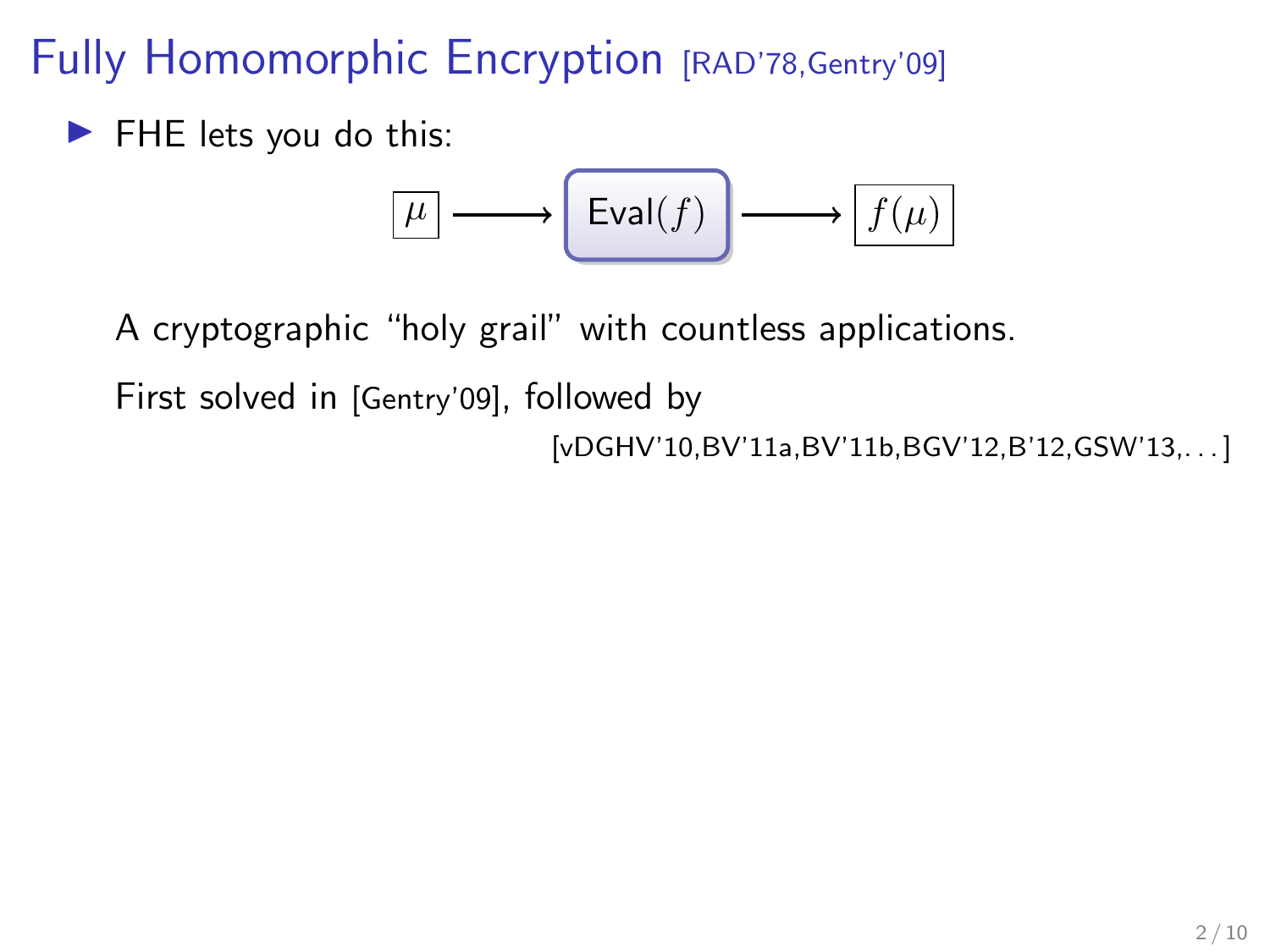# Fully Homomorphic Encryption [RAD'78,Gentry'09]

- FHE lets you do this:

$$\boxed{\mu} \longrightarrow \boxed{\mathsf{Eval}(f)} \longrightarrow \boxed{f(\mu)}$$

A cryptographic "holy grail" with countless applications.

First solved in [Gentry'09], followed by

[vDGHV'10,BV'11a,BV'11b,BGV'12,B'12,GSW'13,. . . ]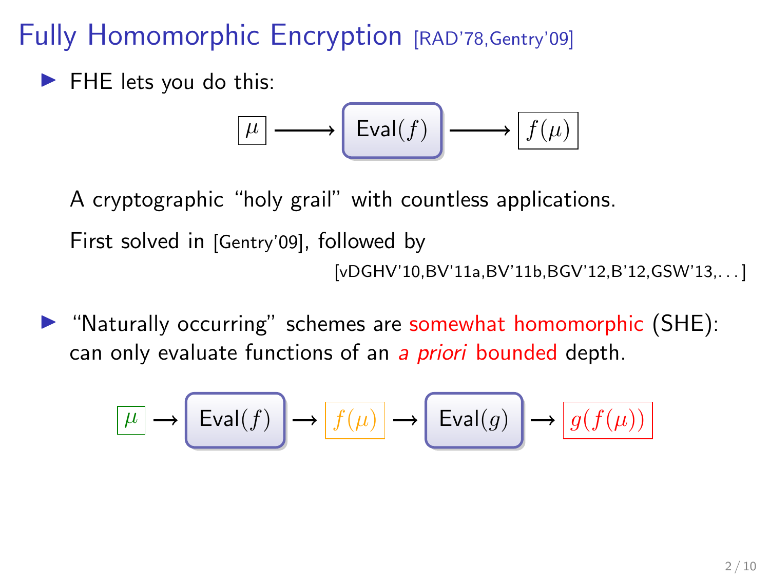# Fully Homomorphic Encryption [RAD'78,Gentry'09]

- FHE lets you do this:

$$\boxed{\mu} \longrightarrow \boxed{\mathsf{Eval}(f)} \longrightarrow \boxed{f(\mu)}$$

  A cryptographic "holy grail" with countless applications.

  First solved in [Gentry'09], followed by

  [vDGHV'10,BV'11a,BV'11b,BGV'12,B'12,GSW'13,...]

- "Naturally occurring" schemes are somewhat homomorphic (SHE): can only evaluate functions of an *a priori* bounded depth.

$$\boxed{\mu} \rightarrow \boxed{\mathsf{Eval}(f)} \rightarrow \boxed{f(\mu)} \rightarrow \boxed{\mathsf{Eval}(g)} \rightarrow \boxed{g(f(\mu))}$$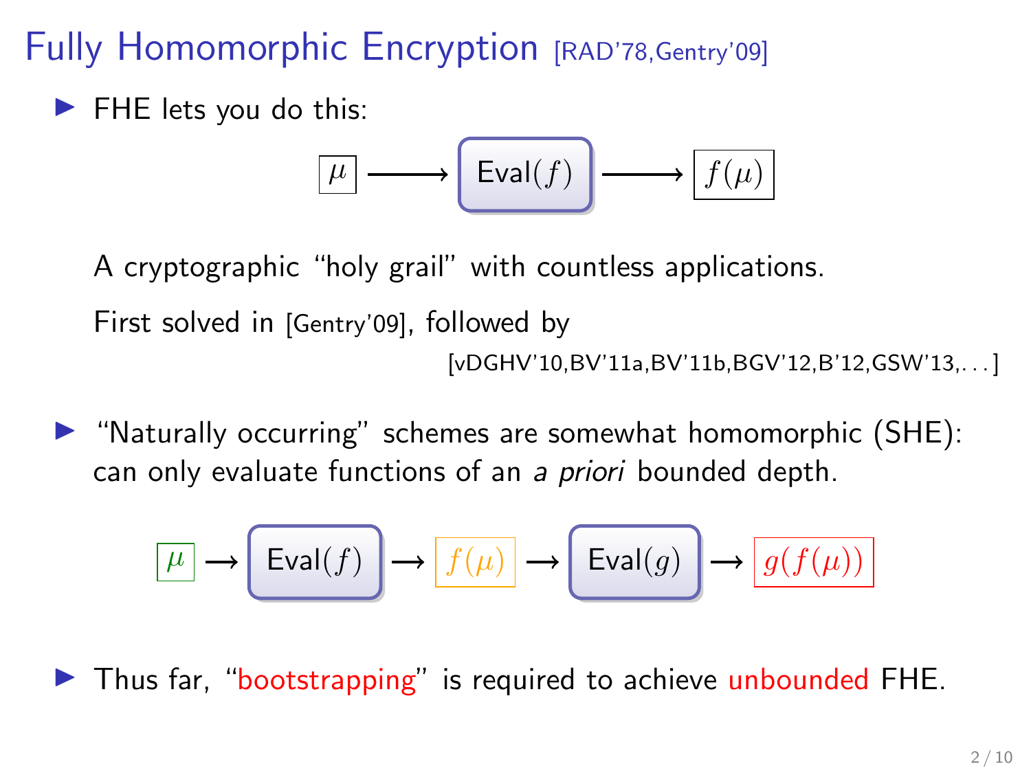# Fully Homomorphic Encryption [RAD'78,Gentry'09]

- FHE lets you do this:

$$\boxed{\mu} \longrightarrow \boxed{\mathsf{Eval}(f)} \longrightarrow \boxed{f(\mu)}$$

  A cryptographic "holy grail" with countless applications.

  First solved in [Gentry'09], followed by

  [vDGHV'10,BV'11a,BV'11b,BGV'12,B'12,GSW'13,...]

- "Naturally occurring" schemes are somewhat homomorphic (SHE): can only evaluate functions of an *a priori* bounded depth.

$$\boxed{\mu} \rightarrow \boxed{\mathsf{Eval}(f)} \rightarrow \boxed{f(\mu)} \rightarrow \boxed{\mathsf{Eval}(g)} \rightarrow \boxed{g(f(\mu))}$$

- Thus far, "bootstrapping" is required to achieve unbounded FHE.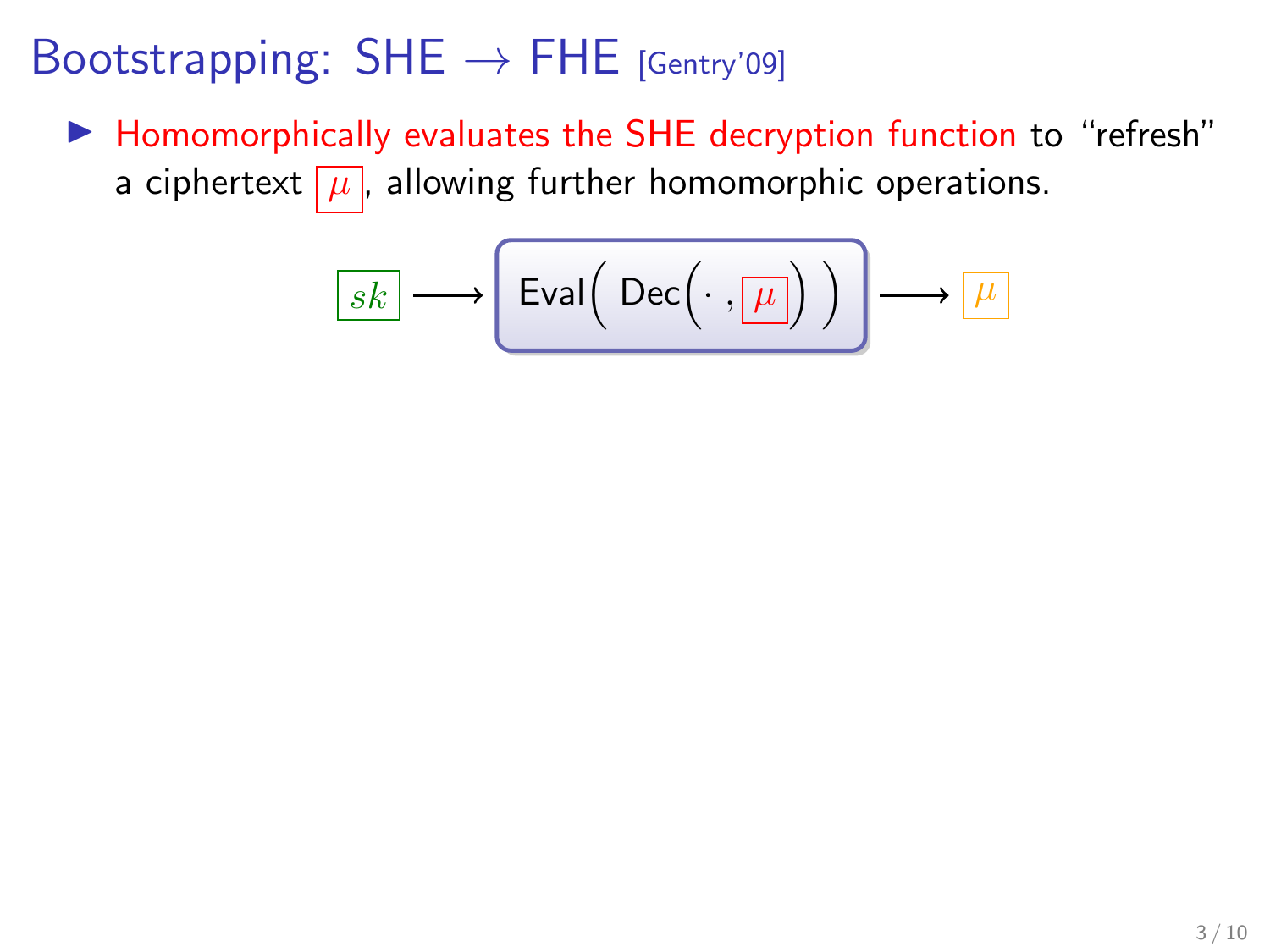# Bootstrapping: SHE $\rightarrow$ FHE [Gentry'09]

- Homomorphically evaluates the SHE decryption function to "refresh" a ciphertext $\boxed{\mu}$, allowing further homomorphic operations.

$$\boxed{sk} \longrightarrow \boxed{\mathsf{Eval}\Big(\ \mathsf{Dec}\Big(\cdot\ ,\boxed{\mu}\Big)\ \Big)} \longrightarrow \boxed{\mu}$$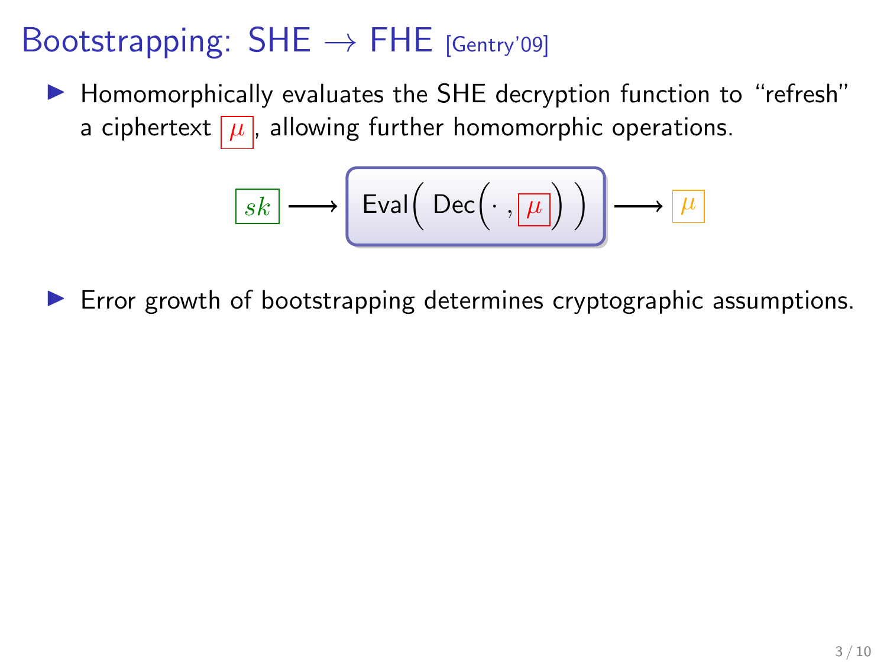# Bootstrapping: SHE → FHE [Gentry'09]

- Homomorphically evaluates the SHE decryption function to "refresh" a ciphertext $\boxed{\mu}$, allowing further homomorphic operations.

$$\boxed{sk} \longrightarrow \boxed{\mathsf{Eval}\Big(\ \mathsf{Dec}\Big(\cdot\ ,\boxed{\mu}\Big)\ \Big)} \longrightarrow \boxed{\mu}$$

- Error growth of bootstrapping determines cryptographic assumptions.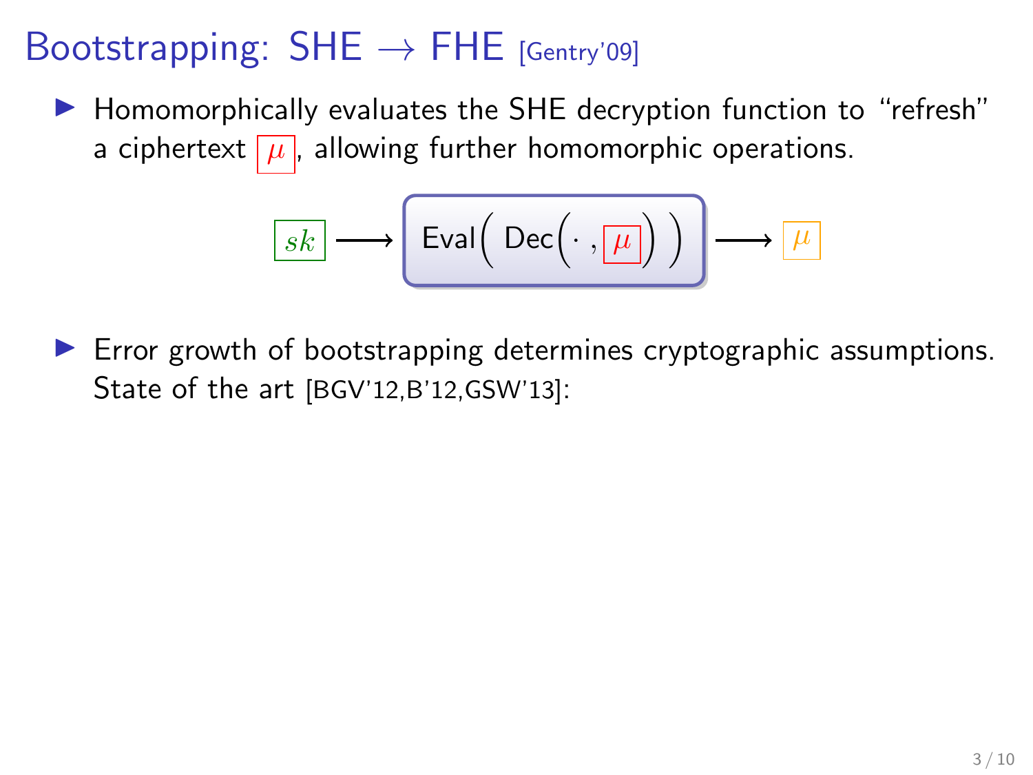# Bootstrapping: SHE → FHE [Gentry'09]

- Homomorphically evaluates the SHE decryption function to "refresh" a ciphertext $\boxed{\mu}$, allowing further homomorphic operations.

$$\boxed{sk} \longrightarrow \boxed{\mathsf{Eval}\Big(\ \mathsf{Dec}\big(\cdot\ ,\boxed{\mu}\big)\ \Big)} \longrightarrow \boxed{\mu}$$

- Error growth of bootstrapping determines cryptographic assumptions. State of the art [BGV'12,B'12,GSW'13]: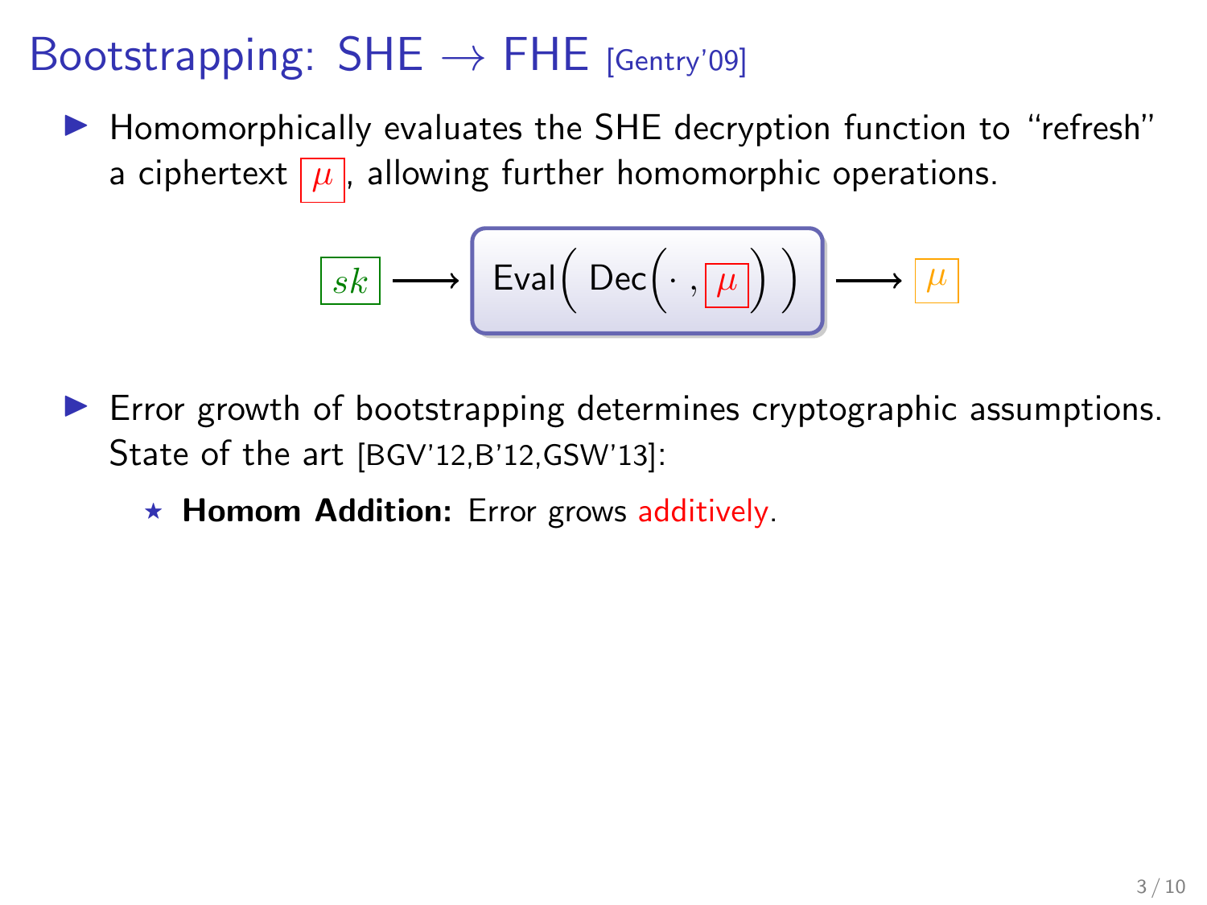# Bootstrapping: SHE → FHE [Gentry'09]

- Homomorphically evaluates the SHE decryption function to "refresh" a ciphertext $\boxed{\mu}$, allowing further homomorphic operations.

$$\boxed{sk} \longrightarrow \boxed{\text{Eval}\Big(\ \text{Dec}\Big(\cdot\ ,\boxed{\mu}\Big)\ \Big)} \longrightarrow \boxed{\mu}$$

- Error growth of bootstrapping determines cryptographic assumptions. State of the art [BGV'12,B'12,GSW'13]:
  - ⋆ **Homom Addition:** Error grows additively.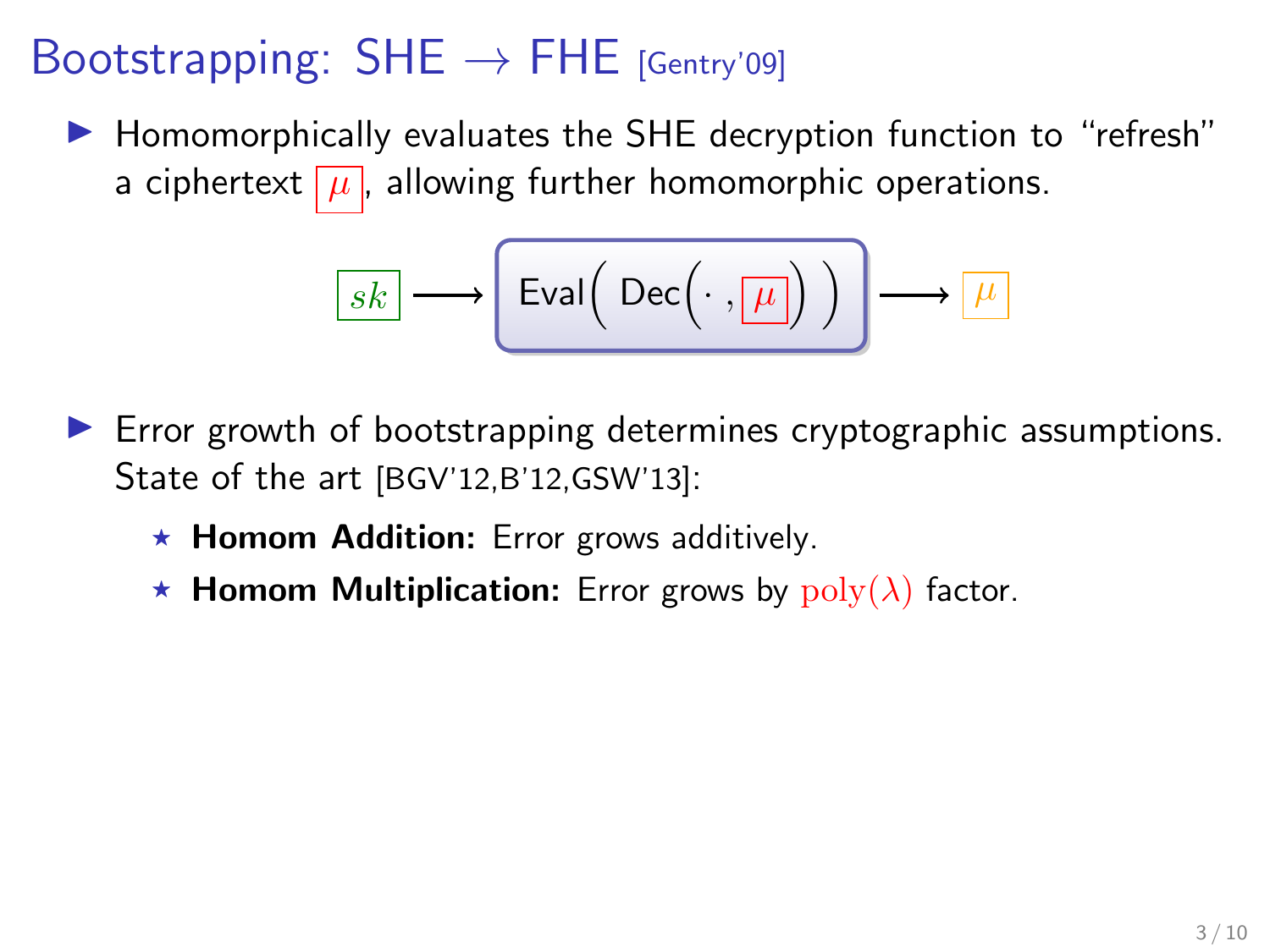# Bootstrapping: SHE $\rightarrow$ FHE [Gentry'09]

- Homomorphically evaluates the SHE decryption function to "refresh" a ciphertext $\boxed{\mu}$, allowing further homomorphic operations.

$$\boxed{sk} \longrightarrow \boxed{\text{Eval}\Big(\ \text{Dec}\Big(\cdot\ ,\boxed{\mu}\Big)\ \Big)} \longrightarrow \boxed{\mu}$$

- Error growth of bootstrapping determines cryptographic assumptions. State of the art [BGV'12,B'12,GSW'13]:
  - **Homom Addition:** Error grows additively.
  - **Homom Multiplication:** Error grows by $\mathrm{poly}(\lambda)$ factor.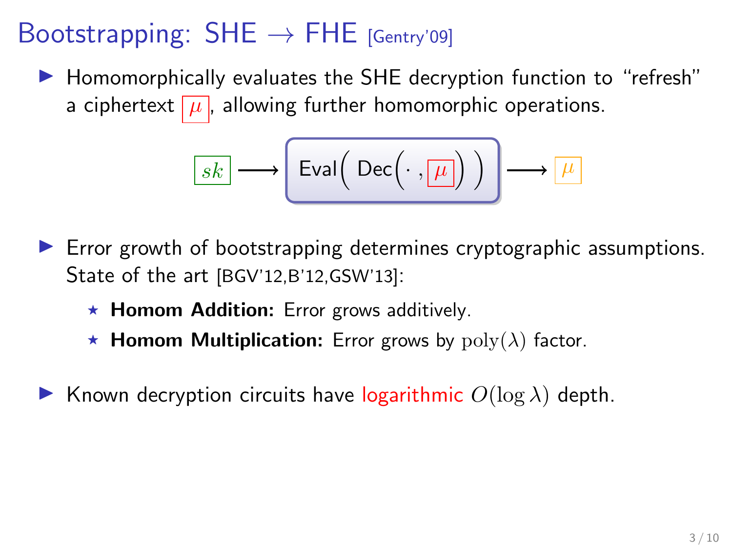# Bootstrapping: SHE $\rightarrow$ FHE [Gentry'09]

- Homomorphically evaluates the SHE decryption function to "refresh" a ciphertext $\boxed{\mu}$, allowing further homomorphic operations.

$$\boxed{sk} \longrightarrow \boxed{\mathsf{Eval}\Big(\ \mathsf{Dec}\Big(\cdot\ ,\boxed{\mu}\Big)\ \Big)} \longrightarrow \boxed{\mu}$$

- Error growth of bootstrapping determines cryptographic assumptions. State of the art [BGV'12,B'12,GSW'13]:
  - **Homom Addition:** Error grows additively.
  - **Homom Multiplication:** Error grows by $\mathrm{poly}(\lambda)$ factor.

- Known decryption circuits have logarithmic $O(\log \lambda)$ depth.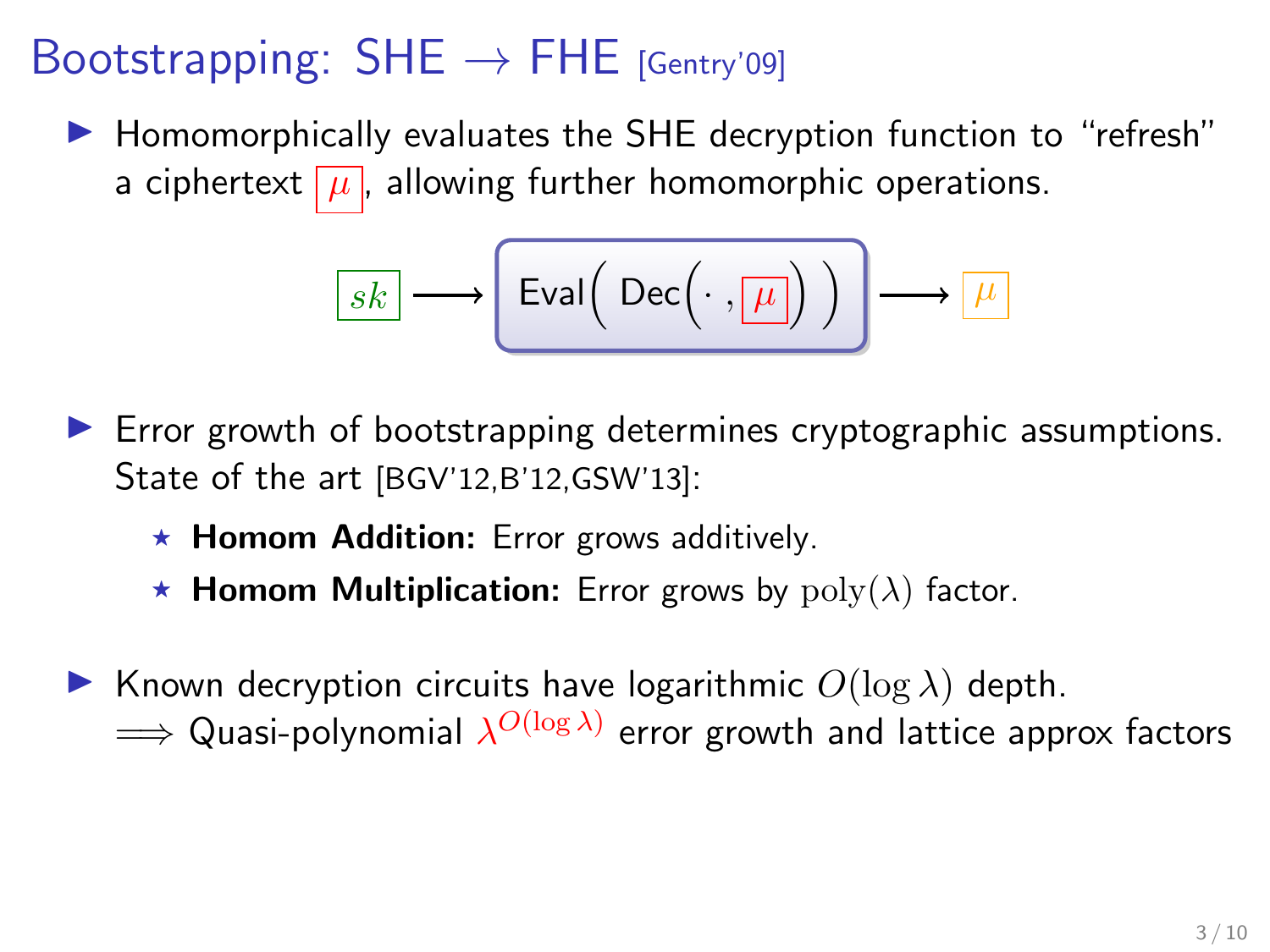# Bootstrapping: SHE $\rightarrow$ FHE [Gentry'09]

- Homomorphically evaluates the SHE decryption function to "refresh" a ciphertext $\boxed{\mu}$, allowing further homomorphic operations.

$$\boxed{sk} \longrightarrow \boxed{\text{Eval}\Big(\ \text{Dec}\big(\cdot\ ,\boxed{\mu}\big)\ \Big)} \longrightarrow \boxed{\mu}$$

- Error growth of bootstrapping determines cryptographic assumptions. State of the art [BGV'12,B'12,GSW'13]:
  - ⋆ **Homom Addition:** Error grows additively.
  - ⋆ **Homom Multiplication:** Error grows by $\text{poly}(\lambda)$ factor.

- Known decryption circuits have logarithmic $O(\log \lambda)$ depth.
  $\implies$ Quasi-polynomial $\lambda^{O(\log \lambda)}$ error growth and lattice approx factors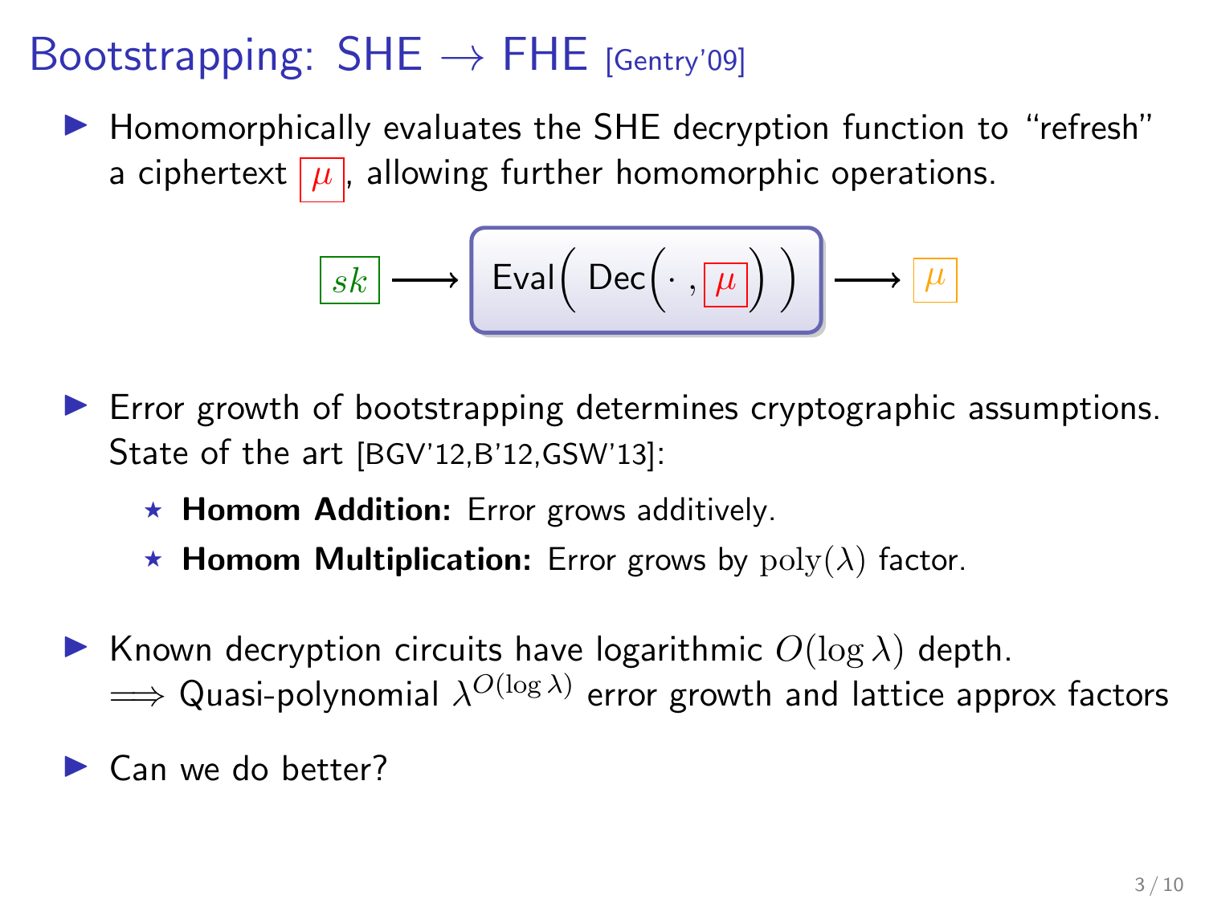# Bootstrapping: SHE → FHE [Gentry'09]

- Homomorphically evaluates the SHE decryption function to "refresh" a ciphertext $\boxed{\mu}$, allowing further homomorphic operations.

$$\boxed{sk} \longrightarrow \boxed{\text{Eval}\Big(\ \text{Dec}\Big(\cdot\ , \boxed{\mu}\Big)\ \Big)} \longrightarrow \boxed{\mu}$$

- Error growth of bootstrapping determines cryptographic assumptions. State of the art [BGV'12,B'12,GSW'13]:
  - ⋆ **Homom Addition:** Error grows additively.
  - ⋆ **Homom Multiplication:** Error grows by $\text{poly}(\lambda)$ factor.

- Known decryption circuits have logarithmic $O(\log \lambda)$ depth.
  $\Longrightarrow$ Quasi-polynomial $\lambda^{O(\log \lambda)}$ error growth and lattice approx factors

- Can we do better?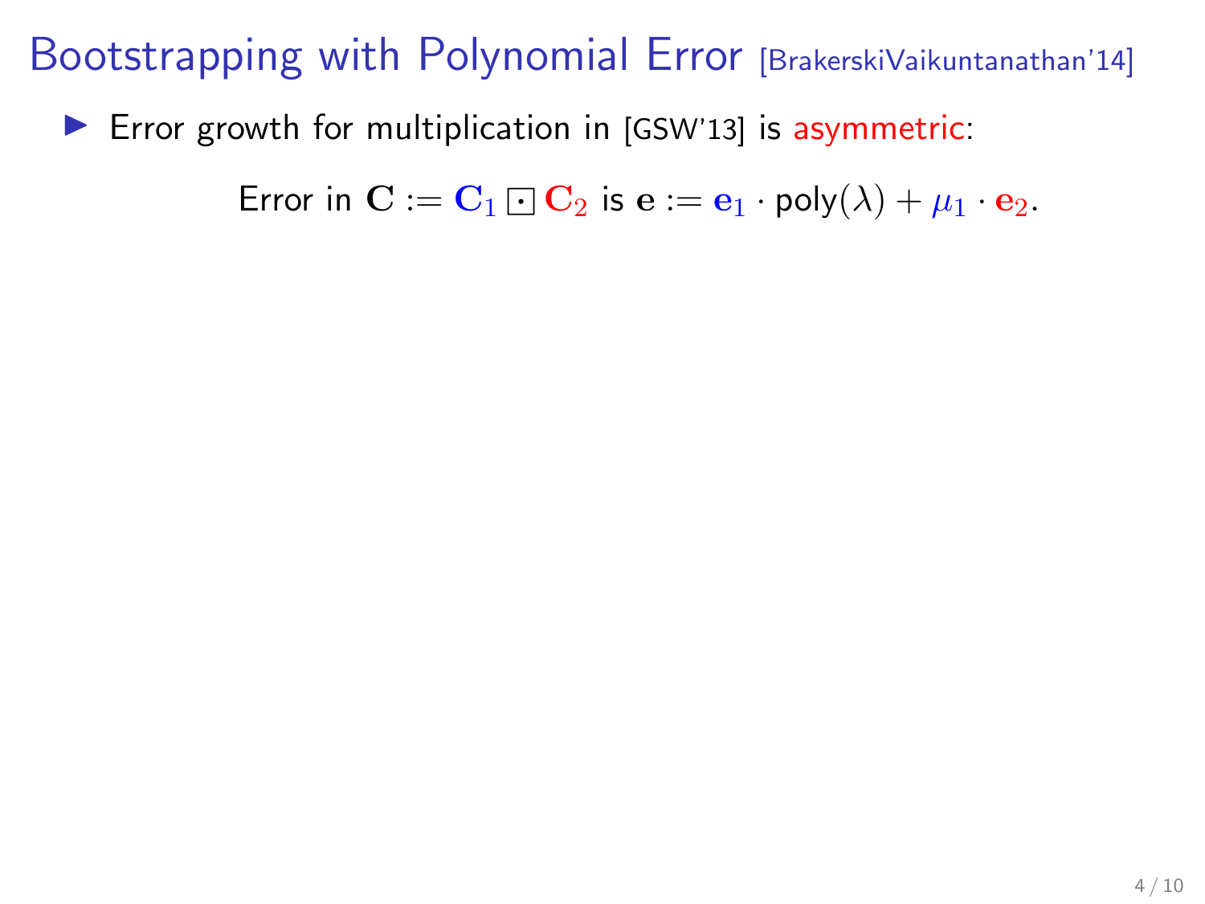# Bootstrapping with Polynomial Error [BrakerskiVaikuntanathan'14]

- Error growth for multiplication in [GSW'13] is asymmetric:

$$\text{Error in } \mathbf{C} := \mathbf{C}_1 \boxdot \mathbf{C}_2 \text{ is } \mathbf{e} := \mathbf{e}_1 \cdot \mathsf{poly}(\lambda) + \mu_1 \cdot \mathbf{e}_2.$$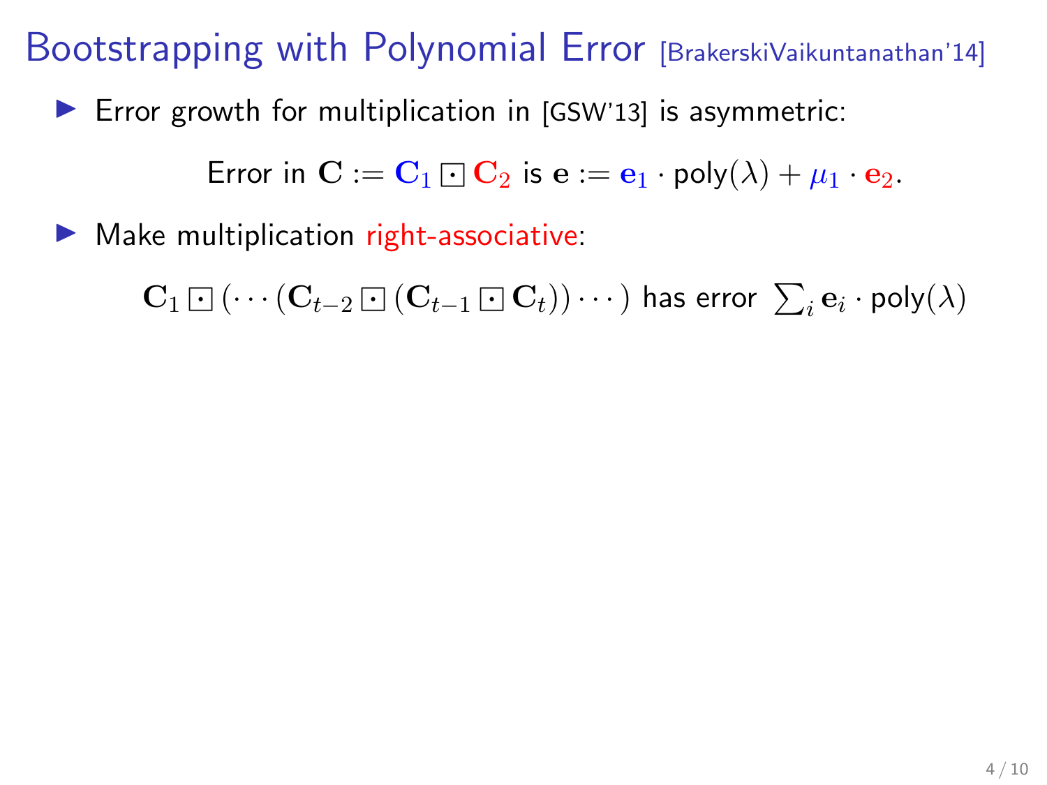# Bootstrapping with Polynomial Error [BrakerskiVaikuntanathan'14]

- Error growth for multiplication in [GSW'13] is asymmetric:

  Error in $\mathbf{C} := \mathbf{C}_1 \boxdot \mathbf{C}_2$ is $\mathbf{e} := \mathbf{e}_1 \cdot \mathsf{poly}(\lambda) + \mu_1 \cdot \mathbf{e}_2$.

- Make multiplication right-associative:

  $\mathbf{C}_1 \boxdot (\cdots (\mathbf{C}_{t-2} \boxdot (\mathbf{C}_{t-1} \boxdot \mathbf{C}_t)) \cdots)$ has error $\sum_i \mathbf{e}_i \cdot \mathsf{poly}(\lambda)$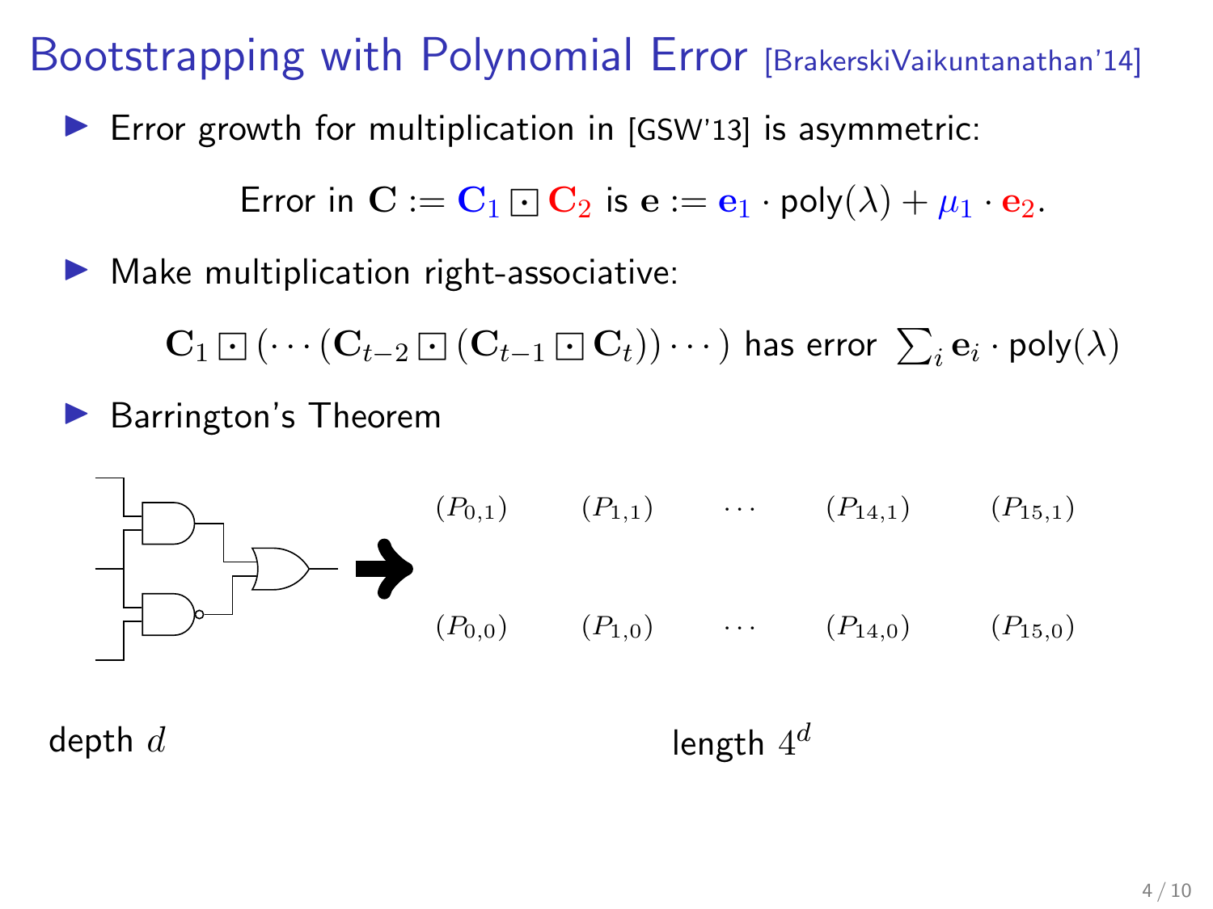# Bootstrapping with Polynomial Error [BrakerskiVaikuntanathan'14]

- Error growth for multiplication in [GSW'13] is asymmetric:

$$\text{Error in } \mathbf{C} := \mathbf{C}_1 \boxdot \mathbf{C}_2 \text{ is } \mathbf{e} := \mathbf{e}_1 \cdot \mathsf{poly}(\lambda) + \mu_1 \cdot \mathbf{e}_2.$$

- Make multiplication right-associative:

$$\mathbf{C}_1 \boxdot (\cdots (\mathbf{C}_{t-2} \boxdot (\mathbf{C}_{t-1} \boxdot \mathbf{C}_t)) \cdots) \text{ has error } \textstyle\sum_i \mathbf{e}_i \cdot \mathsf{poly}(\lambda)$$

- Barrington's Theorem

$(P_{0,1})$ $(P_{1,1})$ $\cdots$ $(P_{14,1})$ $(P_{15,1})$

$(P_{0,0})$ $(P_{1,0})$ $\cdots$ $(P_{14,0})$ $(P_{15,0})$

depth $d$ → length $4^d$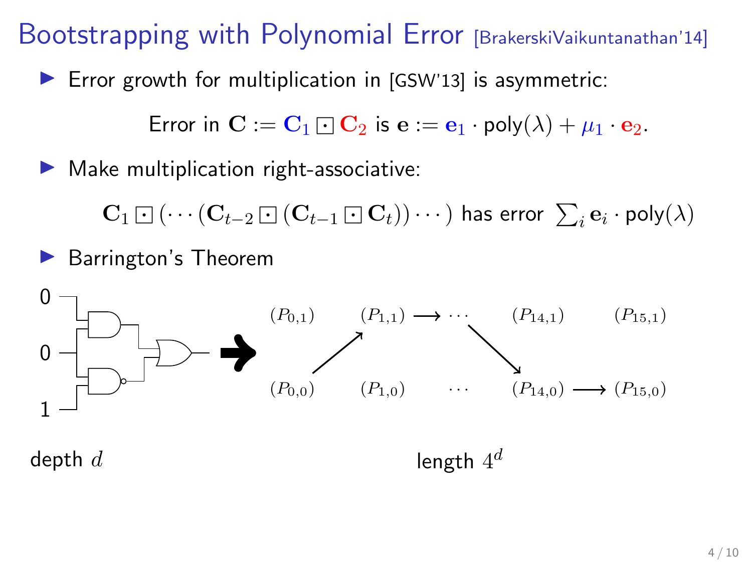# Bootstrapping with Polynomial Error [BrakerskiVaikuntanathan'14]

- Error growth for multiplication in [GSW'13] is asymmetric:

$$\text{Error in } \mathbf{C} := \mathbf{C}_1 \boxdot \mathbf{C}_2 \text{ is } \mathbf{e} := \mathbf{e}_1 \cdot \mathsf{poly}(\lambda) + \mu_1 \cdot \mathbf{e}_2.$$

- Make multiplication right-associative:

$$\mathbf{C}_1 \boxdot (\cdots (\mathbf{C}_{t-2} \boxdot (\mathbf{C}_{t-1} \boxdot \mathbf{C}_t)) \cdots) \text{ has error } \textstyle\sum_i \mathbf{e}_i \cdot \mathsf{poly}(\lambda)$$

- Barrington's Theorem

0

0

1

$(P_{0,1})$ $(P_{1,1}) \longrightarrow \cdots$ $(P_{14,1})$ $(P_{15,1})$

$(P_{0,0})$ $(P_{1,0})$ $\cdots$ $(P_{14,0}) \longrightarrow (P_{15,0})$

depth $d$

length $4^d$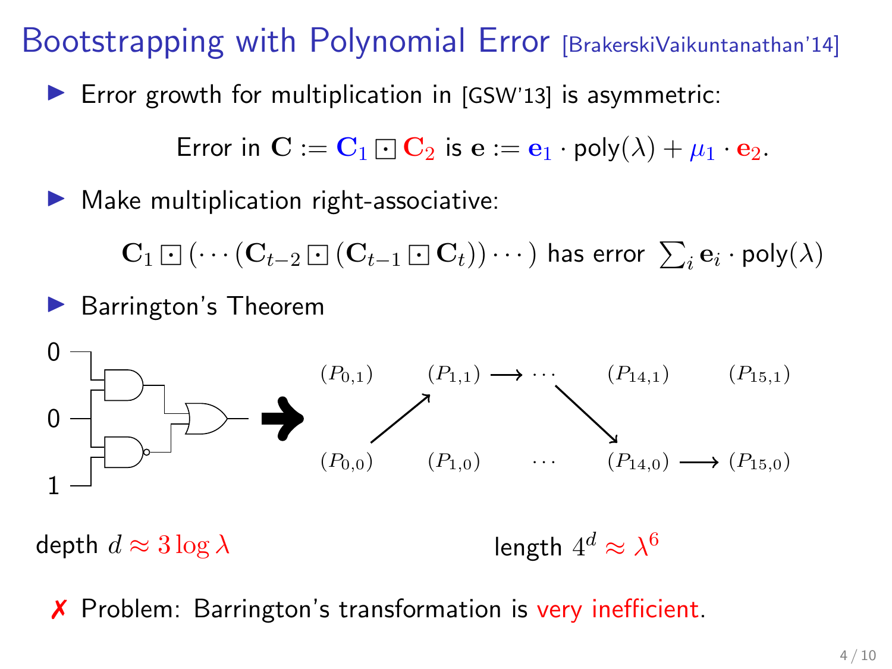# Bootstrapping with Polynomial Error [BrakerskiVaikuntanathan'14]

- Error growth for multiplication in [GSW'13] is asymmetric:

$$\text{Error in } \mathbf{C} := \mathbf{C}_1 \boxdot \mathbf{C}_2 \text{ is } \mathbf{e} := \mathbf{e}_1 \cdot \mathsf{poly}(\lambda) + \mu_1 \cdot \mathbf{e}_2.$$

- Make multiplication right-associative:

$$\mathbf{C}_1 \boxdot (\cdots (\mathbf{C}_{t-2} \boxdot (\mathbf{C}_{t-1} \boxdot \mathbf{C}_t)) \cdots ) \text{ has error } \textstyle\sum_i \mathbf{e}_i \cdot \mathsf{poly}(\lambda)$$

- Barrington's Theorem

0, 0, 1

$(P_{0,1})$ $(P_{1,1})$ $\longrightarrow \cdots$ $(P_{14,1})$ $(P_{15,1})$

$(P_{0,0})$ $(P_{1,0})$ $\cdots$ $(P_{14,0})$ $\longrightarrow$ $(P_{15,0})$

depth $d \approx 3 \log \lambda$ length $4^d \approx \lambda^6$

✗ Problem: Barrington's transformation is very inefficient.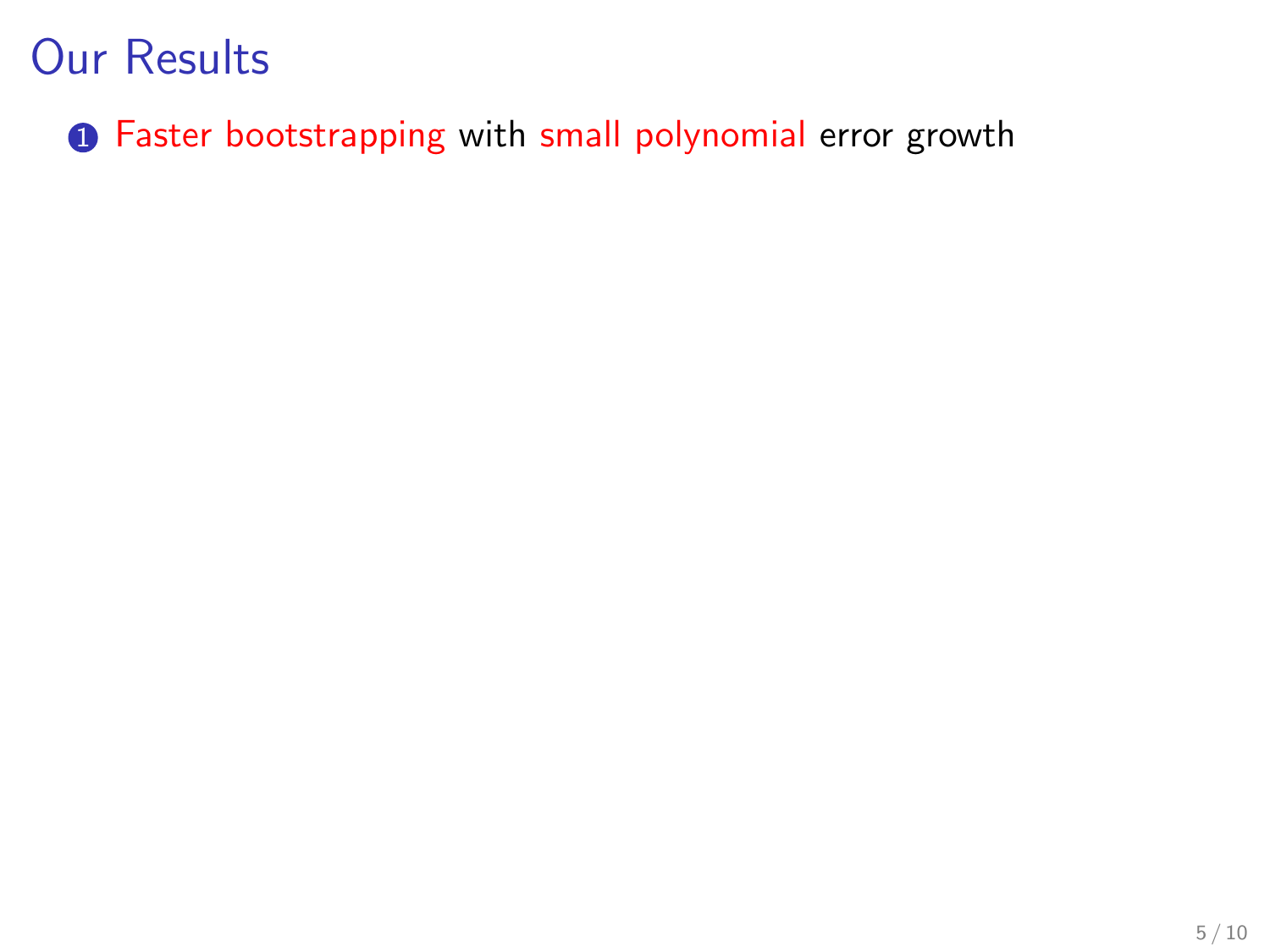# Our Results

1. Faster bootstrapping with small polynomial error growth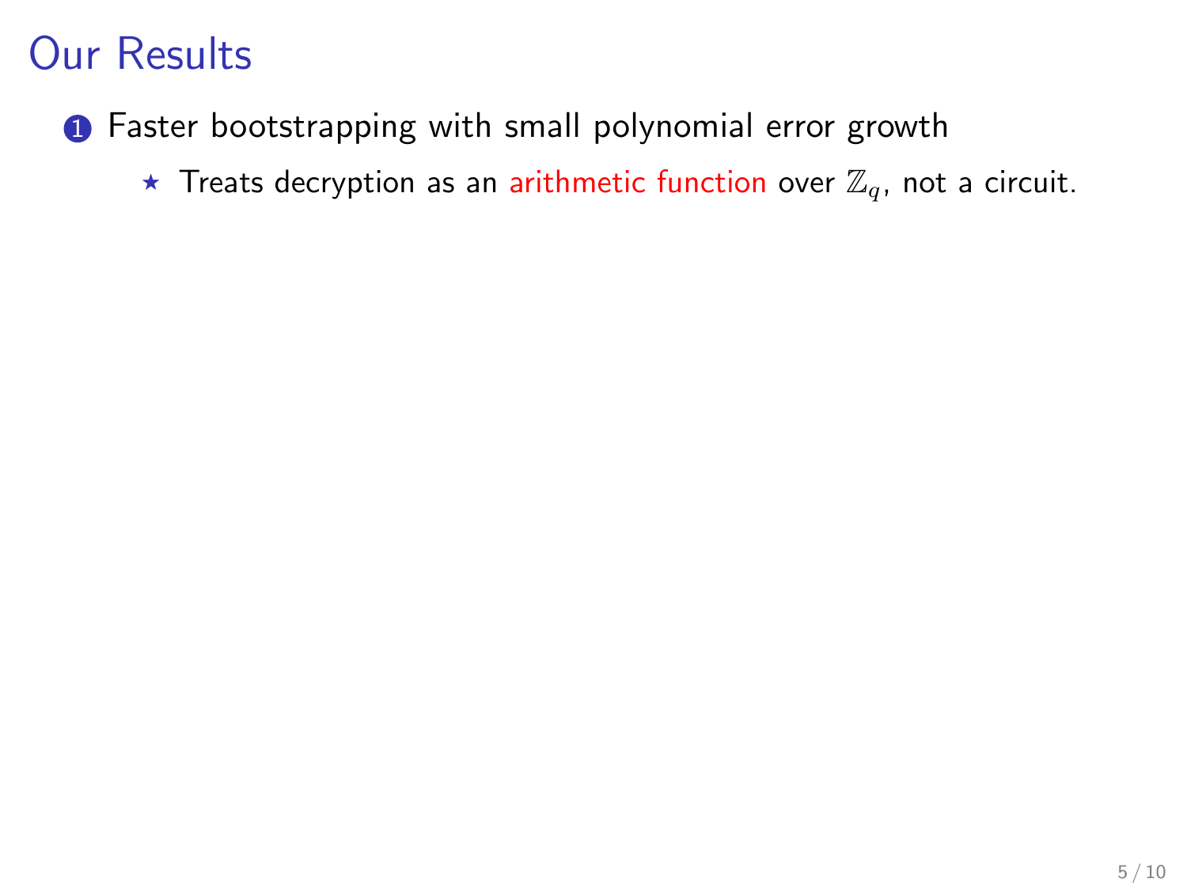# Our Results

1. Faster bootstrapping with small polynomial error growth
   - ⋆ Treats decryption as an arithmetic function over $\mathbb{Z}_q$, not a circuit.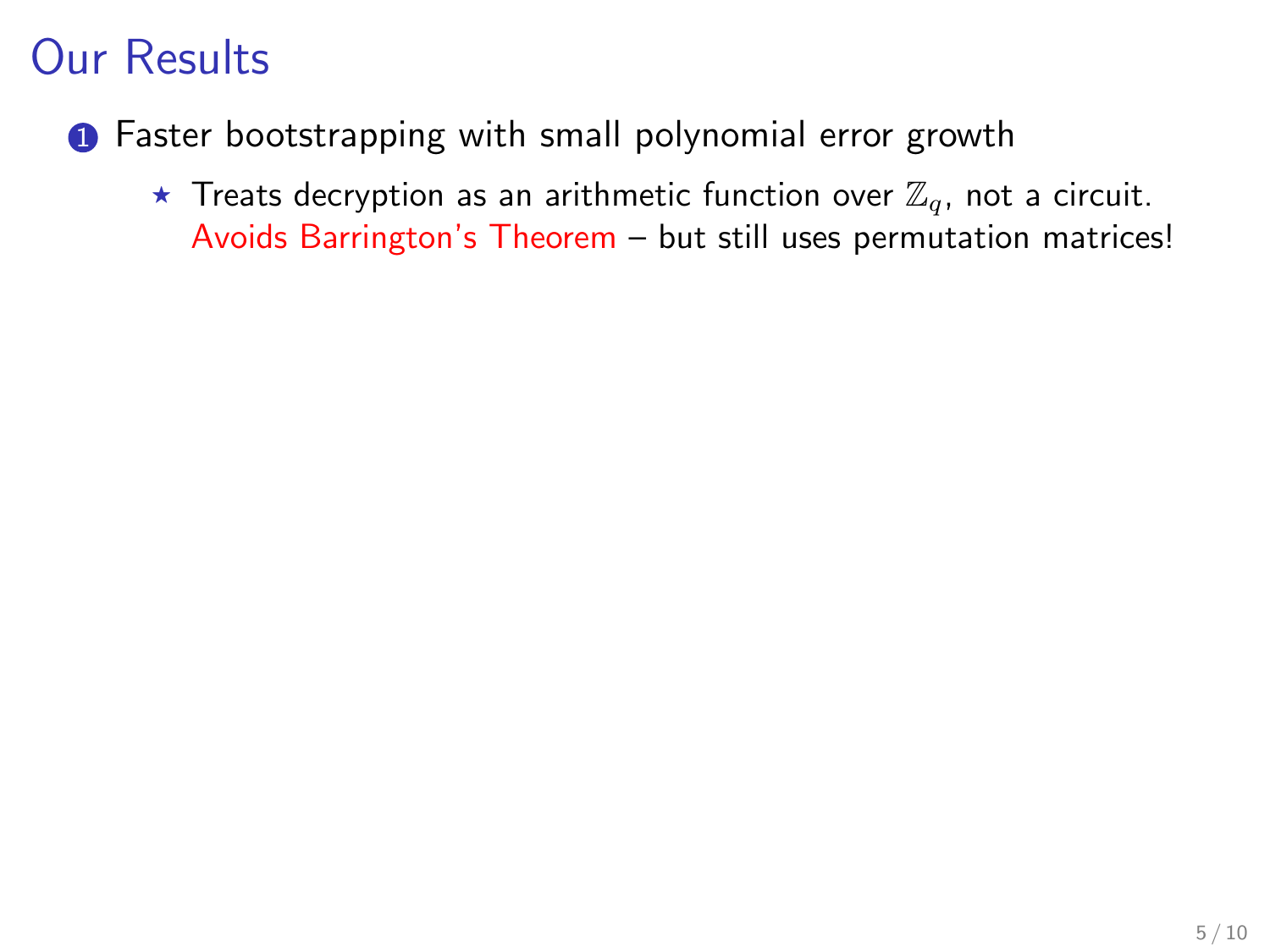# Our Results

1. Faster bootstrapping with small polynomial error growth
   - Treats decryption as an arithmetic function over $\mathbb{Z}_q$, not a circuit. Avoids Barrington's Theorem – but still uses permutation matrices!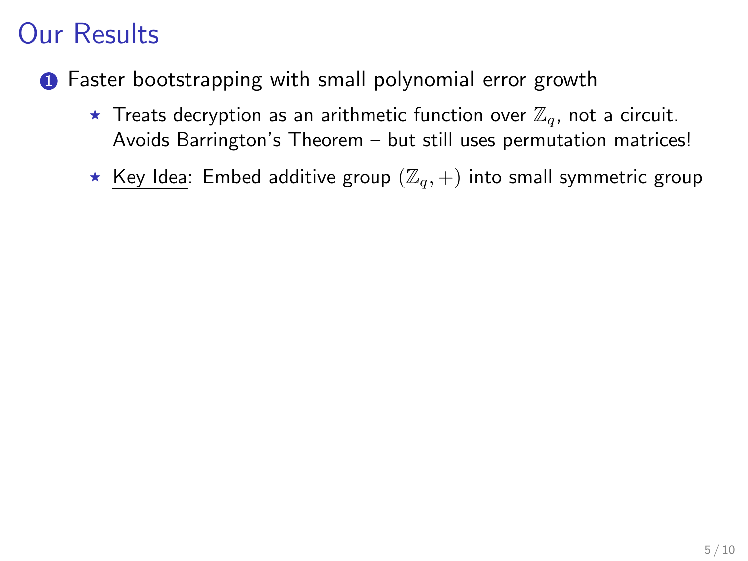# Our Results

1. Faster bootstrapping with small polynomial error growth
   - ⋆ Treats decryption as an arithmetic function over $\mathbb{Z}_q$, not a circuit. Avoids Barrington's Theorem – but still uses permutation matrices!
   - ⋆ Key Idea: Embed additive group $(\mathbb{Z}_q, +)$ into small symmetric group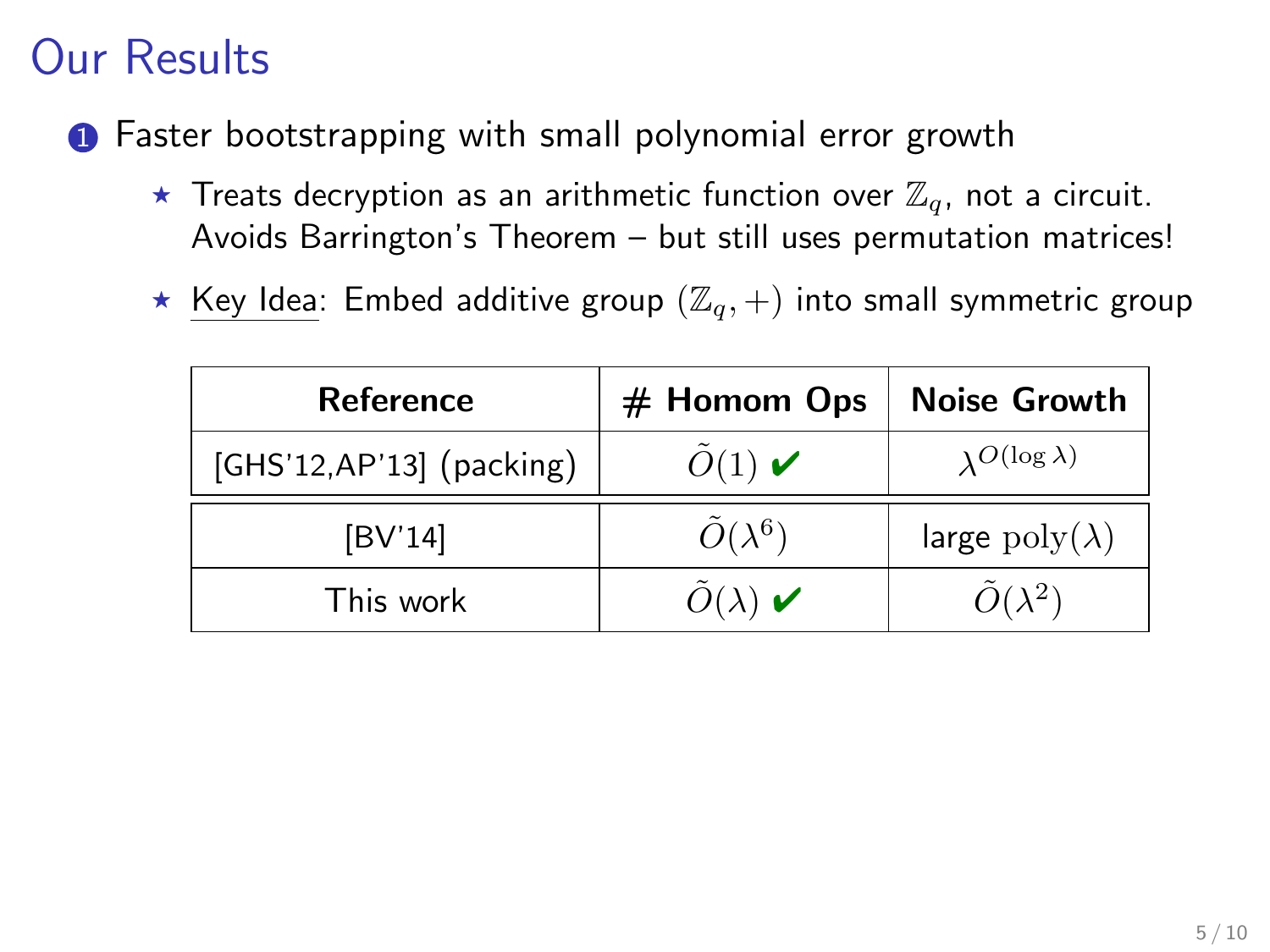# Our Results

1. Faster bootstrapping with small polynomial error growth

   - ⋆ Treats decryption as an arithmetic function over $\mathbb{Z}_q$, not a circuit. Avoids Barrington's Theorem – but still uses permutation matrices!
   - ⋆ Key Idea: Embed additive group $(\mathbb{Z}_q, +)$ into small symmetric group

| **Reference** | **# Homom Ops** | **Noise Growth** |
|---|---|---|
| [GHS'12,AP'13] (packing) | $\tilde{O}(1)$ ✔ | $\lambda^{O(\log \lambda)}$ |
| [BV'14] | $\tilde{O}(\lambda^6)$ | large $\mathrm{poly}(\lambda)$ |
| This work | $\tilde{O}(\lambda)$ ✔ | $\tilde{O}(\lambda^2)$ |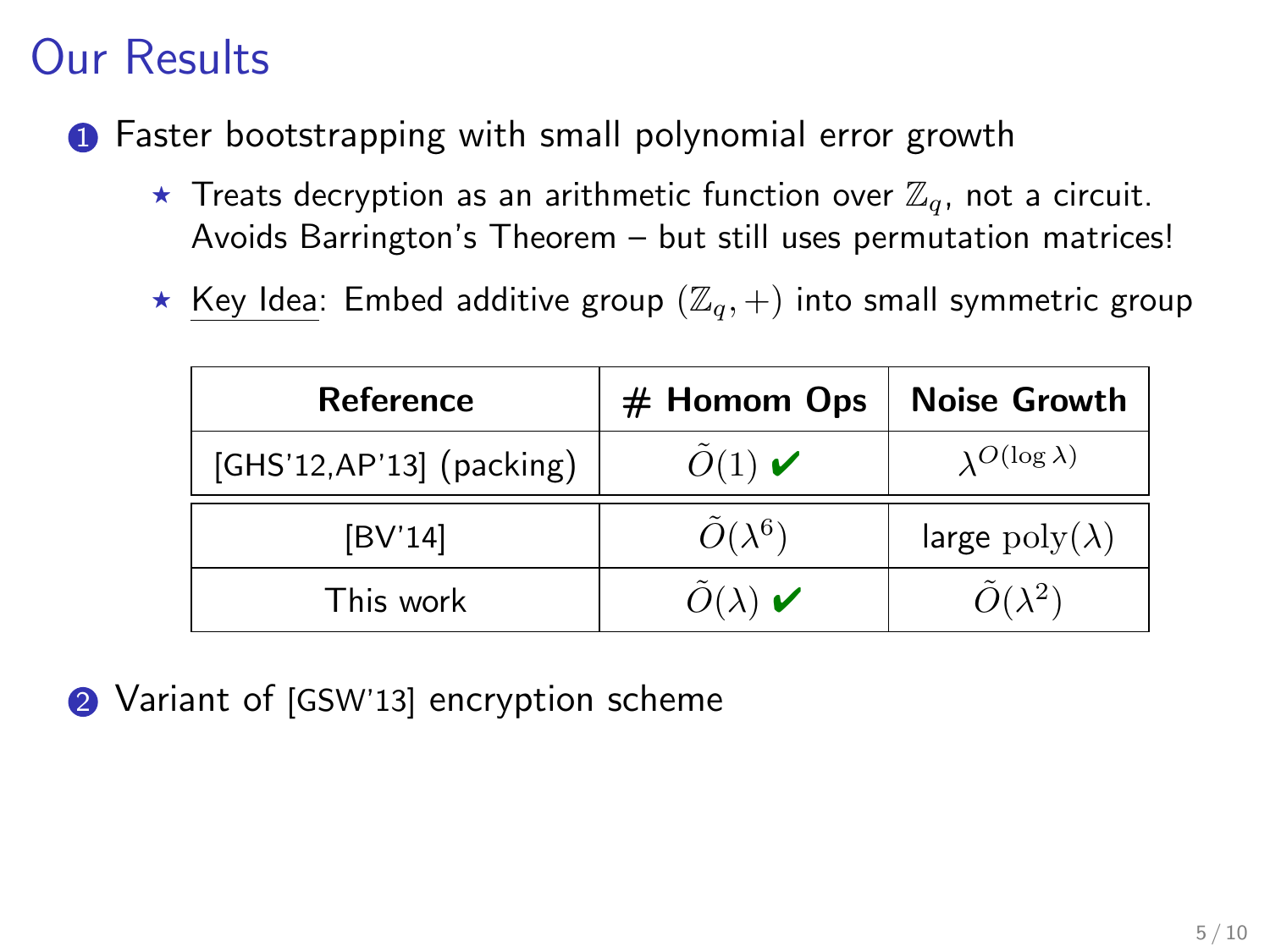# Our Results

1. Faster bootstrapping with small polynomial error growth

   - ⋆ Treats decryption as an arithmetic function over $\mathbb{Z}_q$, not a circuit. Avoids Barrington's Theorem – but still uses permutation matrices!
   - ⋆ <u>Key Idea</u>: Embed additive group $(\mathbb{Z}_q, +)$ into small symmetric group

| Reference | # Homom Ops | Noise Growth |
|---|---|---|
| [GHS'12,AP'13] (packing) | $\tilde{O}(1)$ ✔ | $\lambda^{O(\log \lambda)}$ |
| [BV'14] | $\tilde{O}(\lambda^6)$ | large $\mathrm{poly}(\lambda)$ |
| This work | $\tilde{O}(\lambda)$ ✔ | $\tilde{O}(\lambda^2)$ |

2. Variant of [GSW'13] encryption scheme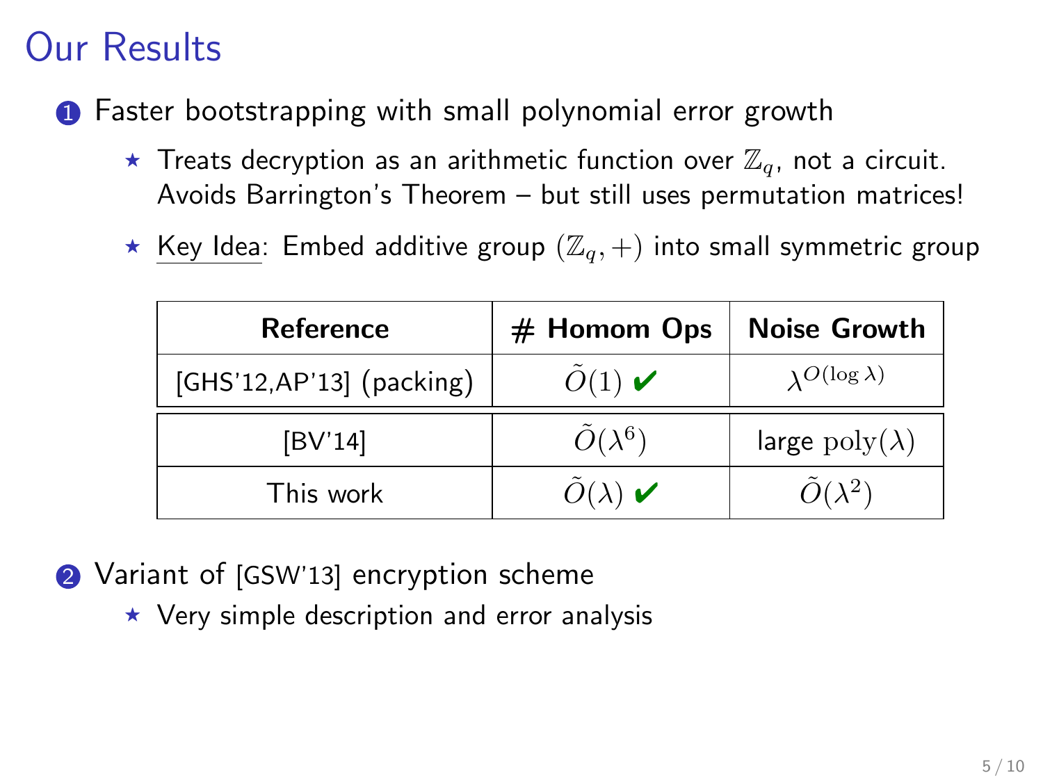# Our Results

1. Faster bootstrapping with small polynomial error growth
   - ⋆ Treats decryption as an arithmetic function over $\mathbb{Z}_q$, not a circuit. Avoids Barrington's Theorem – but still uses permutation matrices!
   - ⋆ Key Idea: Embed additive group $(\mathbb{Z}_q, +)$ into small symmetric group

| Reference | # Homom Ops | Noise Growth |
|---|---|---|
| [GHS'12,AP'13] (packing) | $\tilde{O}(1)$ ✔ | $\lambda^{O(\log \lambda)}$ |
| [BV'14] | $\tilde{O}(\lambda^6)$ | large $\mathrm{poly}(\lambda)$ |
| This work | $\tilde{O}(\lambda)$ ✔ | $\tilde{O}(\lambda^2)$ |

2. Variant of [GSW'13] encryption scheme
   - ⋆ Very simple description and error analysis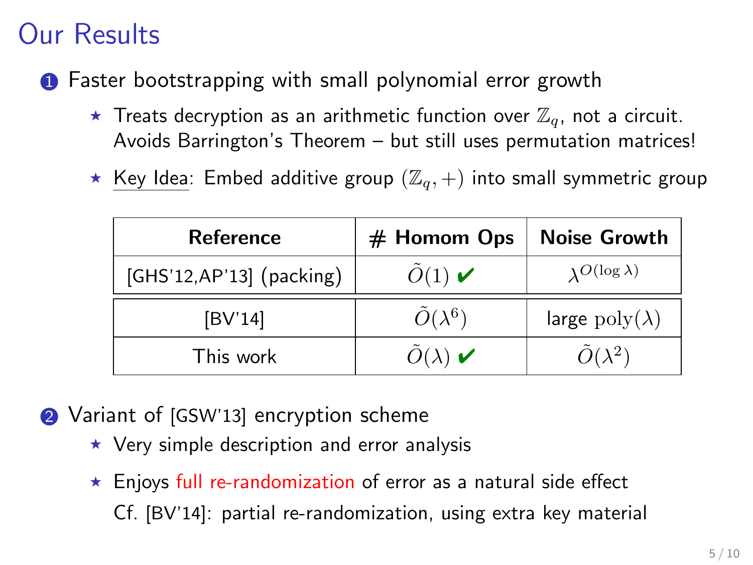# Our Results

1. Faster bootstrapping with small polynomial error growth
   - ⋆ Treats decryption as an arithmetic function over $\mathbb{Z}_q$, not a circuit. Avoids Barrington's Theorem – but still uses permutation matrices!
   - ⋆ Key Idea: Embed additive group $(\mathbb{Z}_q, +)$ into small symmetric group

| Reference | # Homom Ops | Noise Growth |
|---|---|---|
| [GHS'12,AP'13] (packing) | $\tilde{O}(1)$ ✔ | $\lambda^{O(\log \lambda)}$ |
| [BV'14] | $\tilde{O}(\lambda^6)$ | large $\text{poly}(\lambda)$ |
| This work | $\tilde{O}(\lambda)$ ✔ | $\tilde{O}(\lambda^2)$ |

2. Variant of [GSW'13] encryption scheme
   - ⋆ Very simple description and error analysis
   - ⋆ Enjoys full re-randomization of error as a natural side effect
     Cf. [BV'14]: partial re-randomization, using extra key material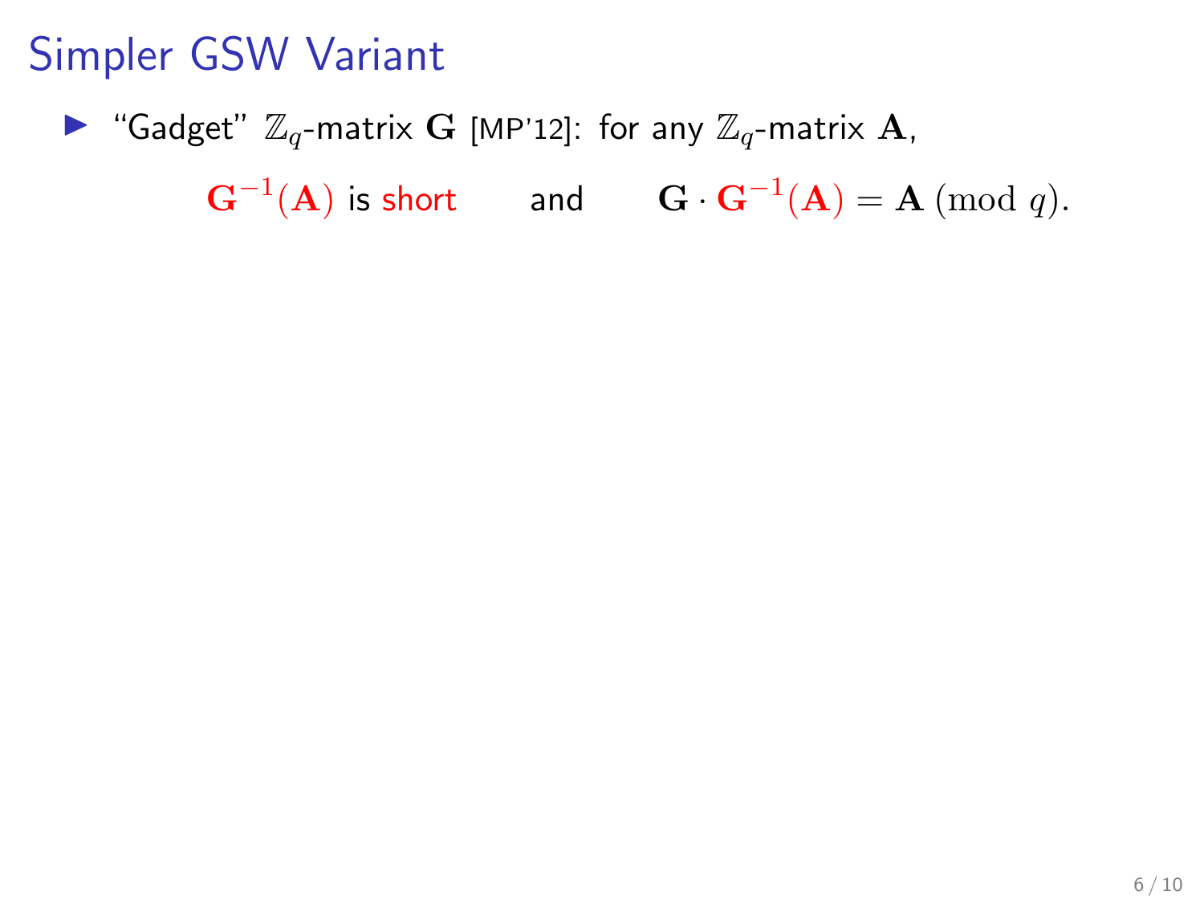# Simpler GSW Variant

- "Gadget" $\mathbb{Z}_q$-matrix $\mathbf{G}$ [MP'12]: for any $\mathbb{Z}_q$-matrix $\mathbf{A}$,

$$\mathbf{G}^{-1}(\mathbf{A}) \text{ is short} \qquad \text{and} \qquad \mathbf{G} \cdot \mathbf{G}^{-1}(\mathbf{A}) = \mathbf{A} \pmod{q}.$$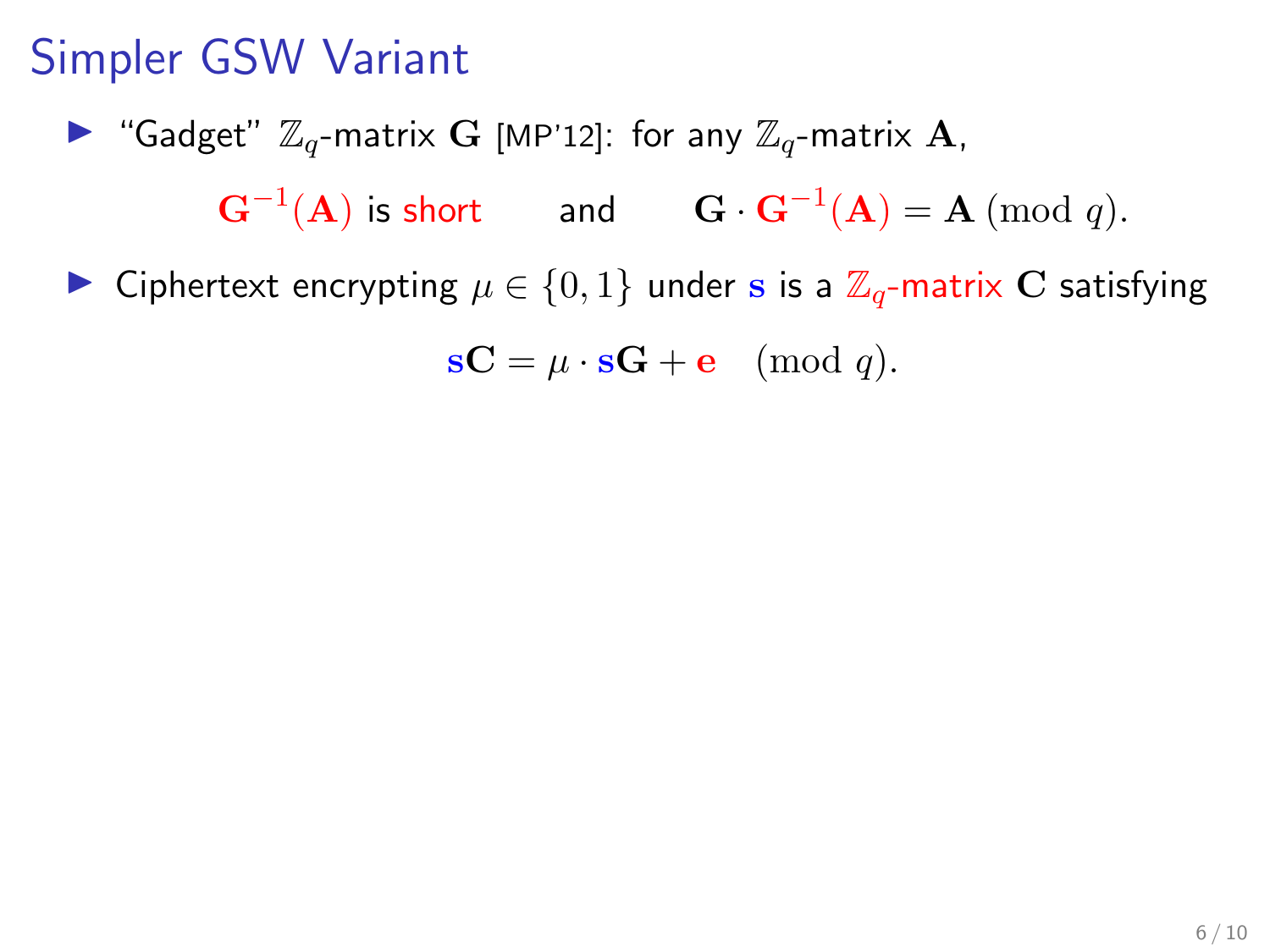# Simpler GSW Variant

- "Gadget" $\mathbb{Z}_q$-matrix $\mathbf{G}$ [MP'12]: for any $\mathbb{Z}_q$-matrix $\mathbf{A}$,

  $$\mathbf{G}^{-1}(\mathbf{A}) \text{ is short} \qquad \text{and} \qquad \mathbf{G} \cdot \mathbf{G}^{-1}(\mathbf{A}) = \mathbf{A} \pmod{q}.$$

- Ciphertext encrypting $\mu \in \{0, 1\}$ under $\mathbf{s}$ is a $\mathbb{Z}_q$-matrix $\mathbf{C}$ satisfying

  $$\mathbf{s}\mathbf{C} = \mu \cdot \mathbf{s}\mathbf{G} + \mathbf{e} \pmod{q}.$$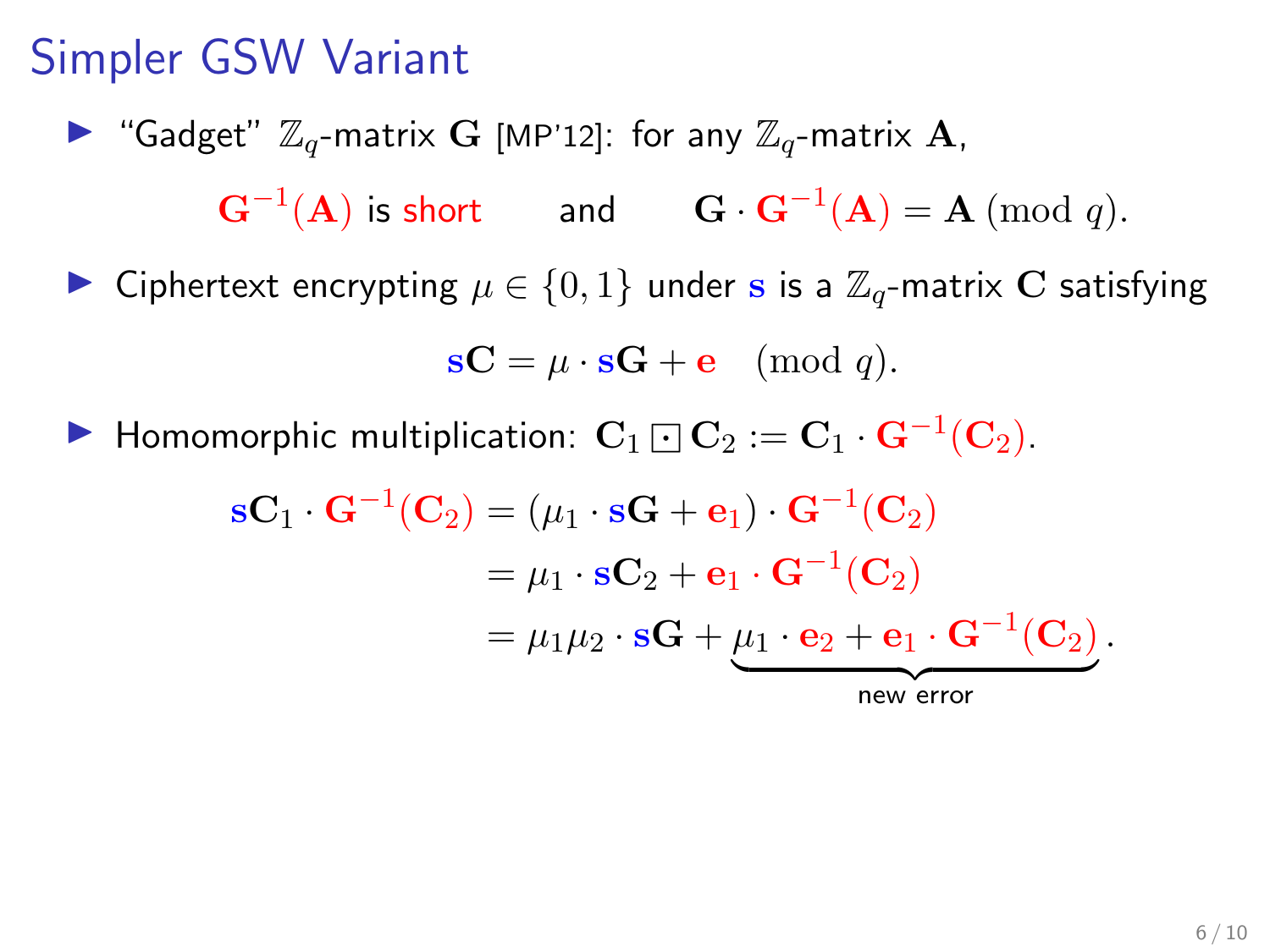# Simpler GSW Variant

- "Gadget" $\mathbb{Z}_q$-matrix $\mathbf{G}$ [MP'12]: for any $\mathbb{Z}_q$-matrix $\mathbf{A}$,

$$\mathbf{G}^{-1}(\mathbf{A}) \text{ is short} \qquad \text{and} \qquad \mathbf{G} \cdot \mathbf{G}^{-1}(\mathbf{A}) = \mathbf{A} \pmod{q}.$$

- Ciphertext encrypting $\mu \in \{0, 1\}$ under $\mathbf{s}$ is a $\mathbb{Z}_q$-matrix $\mathbf{C}$ satisfying

$$\mathbf{s}\mathbf{C} = \mu \cdot \mathbf{s}\mathbf{G} + \mathbf{e} \pmod{q}.$$

- Homomorphic multiplication: $\mathbf{C}_1 \boxdot \mathbf{C}_2 := \mathbf{C}_1 \cdot \mathbf{G}^{-1}(\mathbf{C}_2)$.

$$\begin{aligned}
\mathbf{s}\mathbf{C}_1 \cdot \mathbf{G}^{-1}(\mathbf{C}_2) &= (\mu_1 \cdot \mathbf{s}\mathbf{G} + \mathbf{e}_1) \cdot \mathbf{G}^{-1}(\mathbf{C}_2) \\
&= \mu_1 \cdot \mathbf{s}\mathbf{C}_2 + \mathbf{e}_1 \cdot \mathbf{G}^{-1}(\mathbf{C}_2) \\
&= \mu_1\mu_2 \cdot \mathbf{s}\mathbf{G} + \underbrace{\mu_1 \cdot \mathbf{e}_2 + \mathbf{e}_1 \cdot \mathbf{G}^{-1}(\mathbf{C}_2)}_{\text{new error}}.
\end{aligned}$$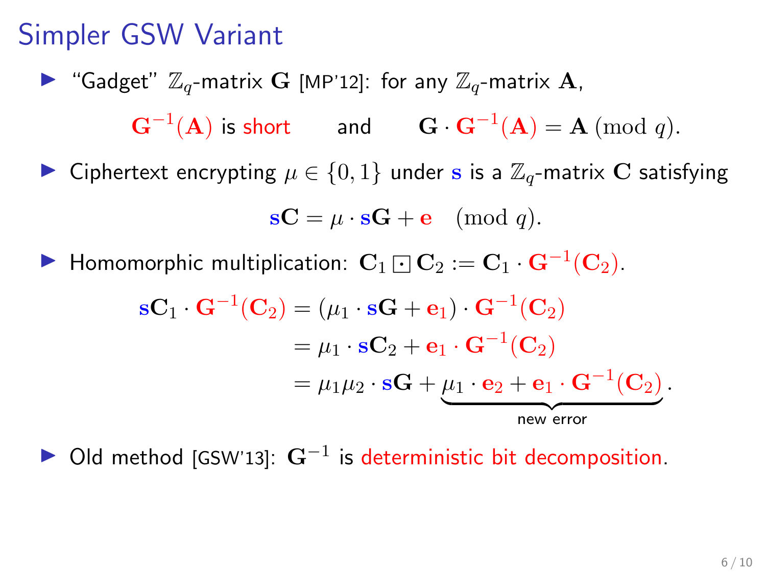# Simpler GSW Variant

- "Gadget" $\mathbb{Z}_q$-matrix $\mathbf{G}$ [MP'12]: for any $\mathbb{Z}_q$-matrix $\mathbf{A}$,

$$\mathbf{G}^{-1}(\mathbf{A}) \text{ is short} \qquad \text{and} \qquad \mathbf{G} \cdot \mathbf{G}^{-1}(\mathbf{A}) = \mathbf{A} \pmod{q}.$$

- Ciphertext encrypting $\mu \in \{0, 1\}$ under $\mathbf{s}$ is a $\mathbb{Z}_q$-matrix $\mathbf{C}$ satisfying

$$\mathbf{sC} = \mu \cdot \mathbf{sG} + \mathbf{e} \pmod{q}.$$

- Homomorphic multiplication: $\mathbf{C}_1 \boxdot \mathbf{C}_2 := \mathbf{C}_1 \cdot \mathbf{G}^{-1}(\mathbf{C}_2)$.

$$\begin{aligned}
\mathbf{sC}_1 \cdot \mathbf{G}^{-1}(\mathbf{C}_2) &= (\mu_1 \cdot \mathbf{sG} + \mathbf{e}_1) \cdot \mathbf{G}^{-1}(\mathbf{C}_2) \\
&= \mu_1 \cdot \mathbf{sC}_2 + \mathbf{e}_1 \cdot \mathbf{G}^{-1}(\mathbf{C}_2) \\
&= \mu_1 \mu_2 \cdot \mathbf{sG} + \underbrace{\mu_1 \cdot \mathbf{e}_2 + \mathbf{e}_1 \cdot \mathbf{G}^{-1}(\mathbf{C}_2)}_{\text{new error}}.
\end{aligned}$$

- Old method [GSW'13]: $\mathbf{G}^{-1}$ is deterministic bit decomposition.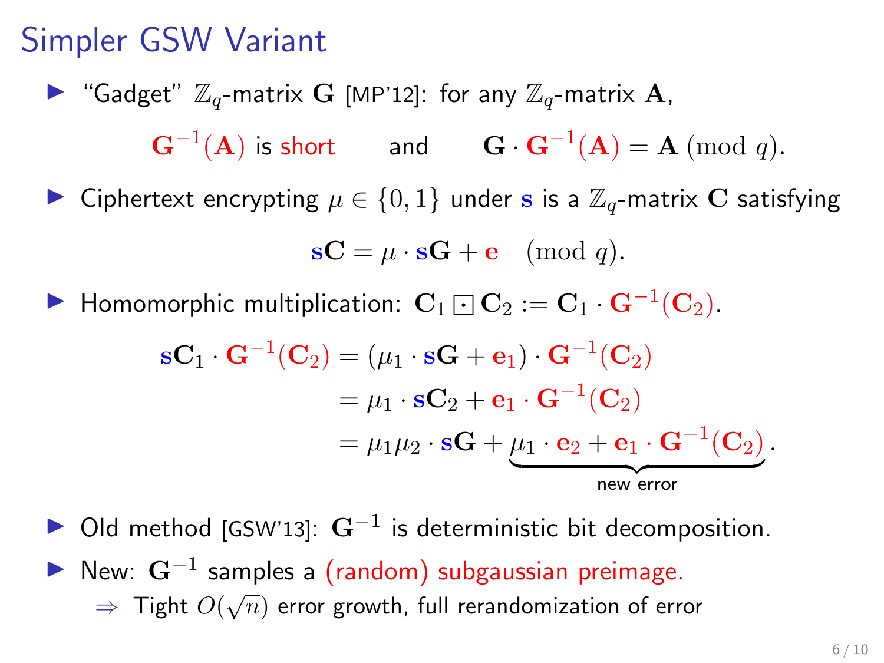# Simpler GSW Variant

- "Gadget" $\mathbb{Z}_q$-matrix $\mathbf{G}$ [MP'12]: for any $\mathbb{Z}_q$-matrix $\mathbf{A}$,

$$\mathbf{G}^{-1}(\mathbf{A}) \text{ is short} \qquad \text{and} \qquad \mathbf{G} \cdot \mathbf{G}^{-1}(\mathbf{A}) = \mathbf{A} \pmod{q}.$$

- Ciphertext encrypting $\mu \in \{0, 1\}$ under $\mathbf{s}$ is a $\mathbb{Z}_q$-matrix $\mathbf{C}$ satisfying

$$\mathbf{s}\mathbf{C} = \mu \cdot \mathbf{s}\mathbf{G} + \mathbf{e} \pmod{q}.$$

- Homomorphic multiplication: $\mathbf{C}_1 \boxdot \mathbf{C}_2 := \mathbf{C}_1 \cdot \mathbf{G}^{-1}(\mathbf{C}_2)$.

$$\begin{aligned}
\mathbf{s}\mathbf{C}_1 \cdot \mathbf{G}^{-1}(\mathbf{C}_2) &= (\mu_1 \cdot \mathbf{s}\mathbf{G} + \mathbf{e}_1) \cdot \mathbf{G}^{-1}(\mathbf{C}_2) \\
&= \mu_1 \cdot \mathbf{s}\mathbf{C}_2 + \mathbf{e}_1 \cdot \mathbf{G}^{-1}(\mathbf{C}_2) \\
&= \mu_1 \mu_2 \cdot \mathbf{s}\mathbf{G} + \underbrace{\mu_1 \cdot \mathbf{e}_2 + \mathbf{e}_1 \cdot \mathbf{G}^{-1}(\mathbf{C}_2)}_{\text{new error}}.
\end{aligned}$$

- Old method [GSW'13]: $\mathbf{G}^{-1}$ is deterministic bit decomposition.
- New: $\mathbf{G}^{-1}$ samples a (random) subgaussian preimage.
  - $\Rightarrow$ Tight $O(\sqrt{n})$ error growth, full rerandomization of error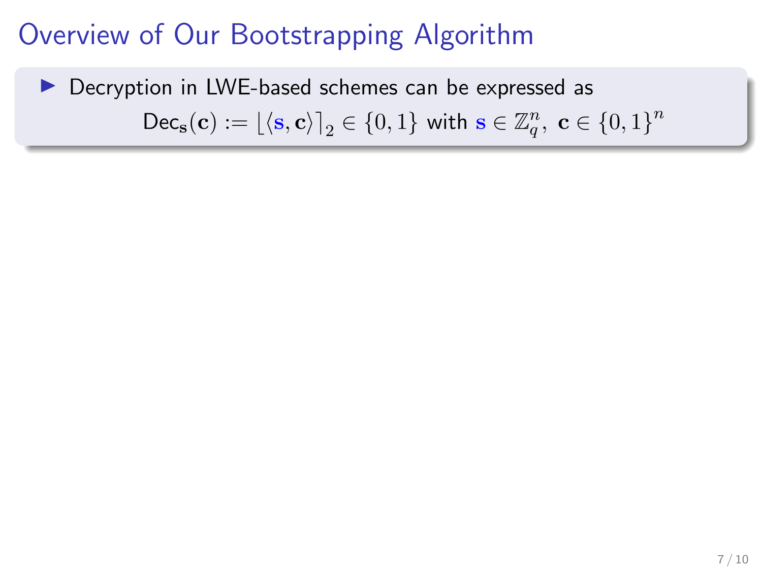# Overview of Our Bootstrapping Algorithm

- Decryption in LWE-based schemes can be expressed as

$$\mathsf{Dec}_{\mathbf{s}}(\mathbf{c}) := \lfloor \langle \mathbf{s}, \mathbf{c} \rangle \rceil_2 \in \{0,1\} \text{ with } \mathbf{s} \in \mathbb{Z}_q^n,\ \mathbf{c} \in \{0,1\}^n$$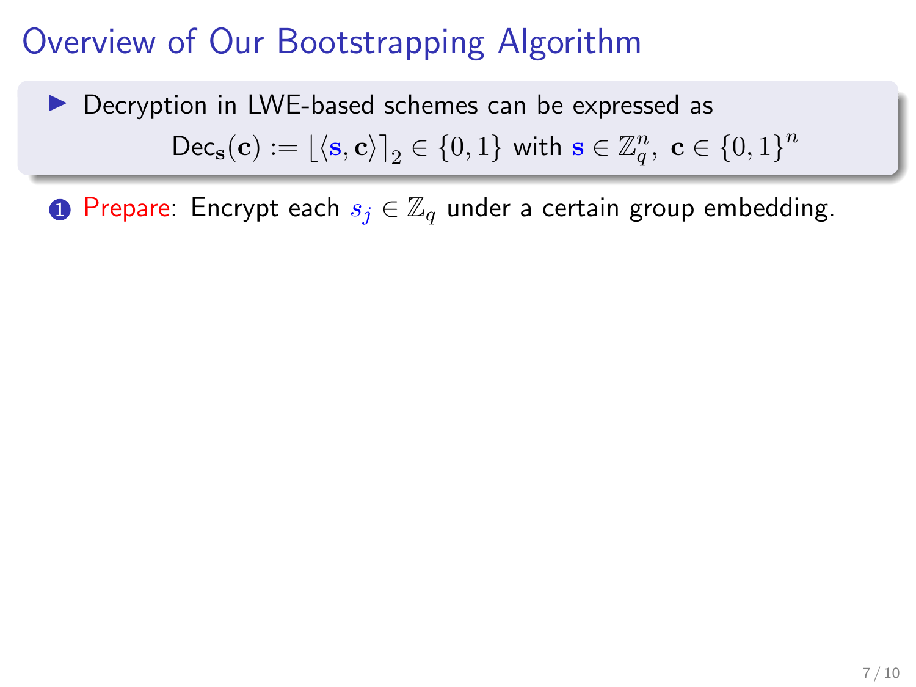# Overview of Our Bootstrapping Algorithm

- Decryption in LWE-based schemes can be expressed as

$$\mathsf{Dec}_{\mathbf{s}}(\mathbf{c}) := \lfloor \langle \mathbf{s}, \mathbf{c} \rangle \rceil_2 \in \{0,1\} \text{ with } \mathbf{s} \in \mathbb{Z}_q^n,\ \mathbf{c} \in \{0,1\}^n$$

1. Prepare: Encrypt each $s_j \in \mathbb{Z}_q$ under a certain group embedding.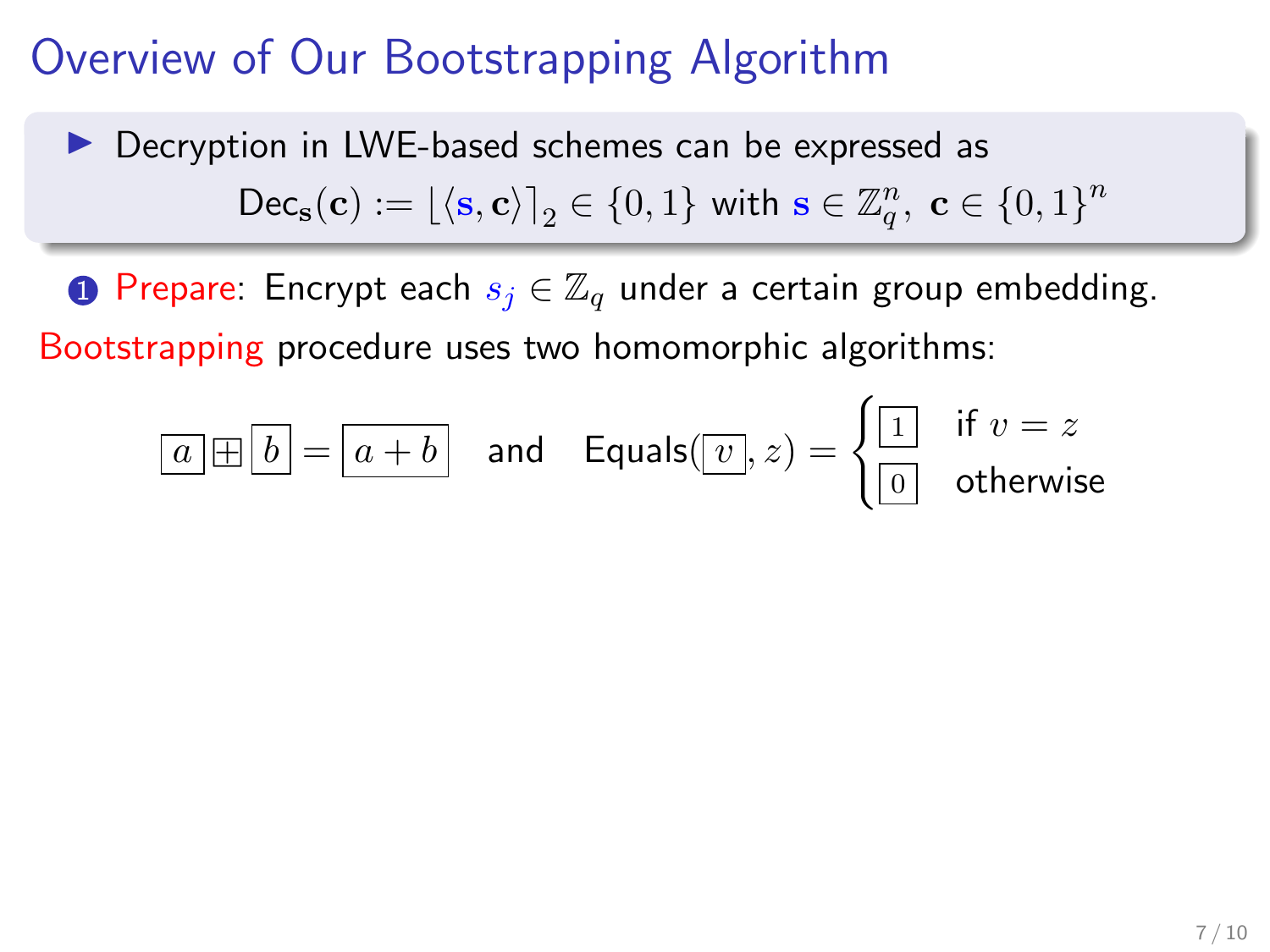# Overview of Our Bootstrapping Algorithm

- Decryption in LWE-based schemes can be expressed as

$$\mathsf{Dec}_{\mathbf{s}}(\mathbf{c}) := \lfloor \langle \mathbf{s}, \mathbf{c} \rangle \rceil_2 \in \{0,1\} \text{ with } \mathbf{s} \in \mathbb{Z}_q^n,\ \mathbf{c} \in \{0,1\}^n$$

1. Prepare: Encrypt each $s_j \in \mathbb{Z}_q$ under a certain group embedding.

Bootstrapping procedure uses two homomorphic algorithms:

$$\boxed{a} \boxplus \boxed{b} = \boxed{a+b} \quad \text{and} \quad \mathsf{Equals}(\boxed{v}, z) = \begin{cases} \boxed{1} & \text{if } v = z \\ \boxed{0} & \text{otherwise} \end{cases}$$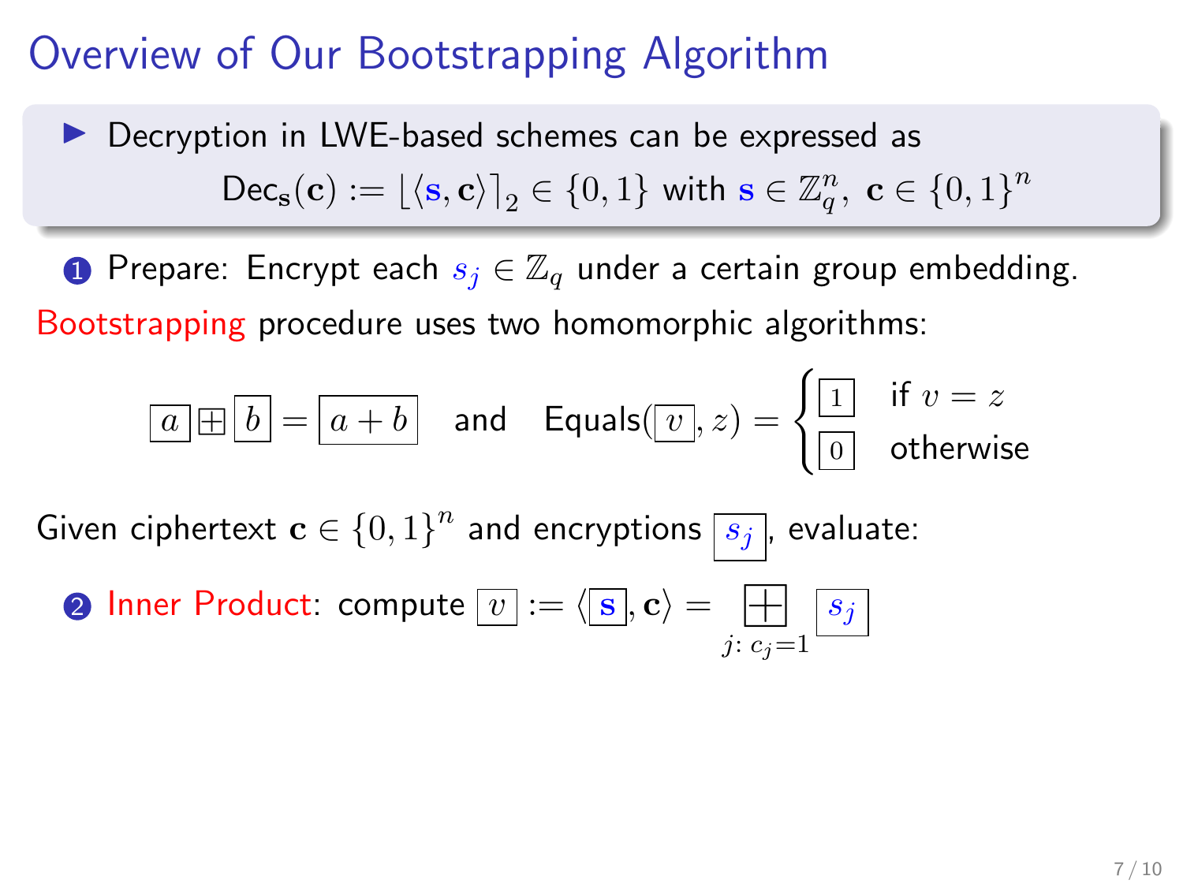# Overview of Our Bootstrapping Algorithm

- Decryption in LWE-based schemes can be expressed as

$$\mathsf{Dec}_{\mathbf{s}}(\mathbf{c}) := \lfloor \langle \mathbf{s}, \mathbf{c} \rangle \rceil_2 \in \{0,1\} \text{ with } \mathbf{s} \in \mathbb{Z}_q^n,\ \mathbf{c} \in \{0,1\}^n$$

1. Prepare: Encrypt each $s_j \in \mathbb{Z}_q$ under a certain group embedding.

Bootstrapping procedure uses two homomorphic algorithms:

$$\boxed{a} \boxplus \boxed{b} = \boxed{a+b} \quad \text{and} \quad \mathsf{Equals}(\boxed{v}, z) = \begin{cases} \boxed{1} & \text{if } v = z \\ \boxed{0} & \text{otherwise} \end{cases}$$

Given ciphertext $\mathbf{c} \in \{0,1\}^n$ and encryptions $\boxed{s_j}$, evaluate:

2. Inner Product: compute $\boxed{v} := \langle \boxed{\mathbf{s}}, \mathbf{c} \rangle = \boxplus_{j:\, c_j = 1} \boxed{s_j}$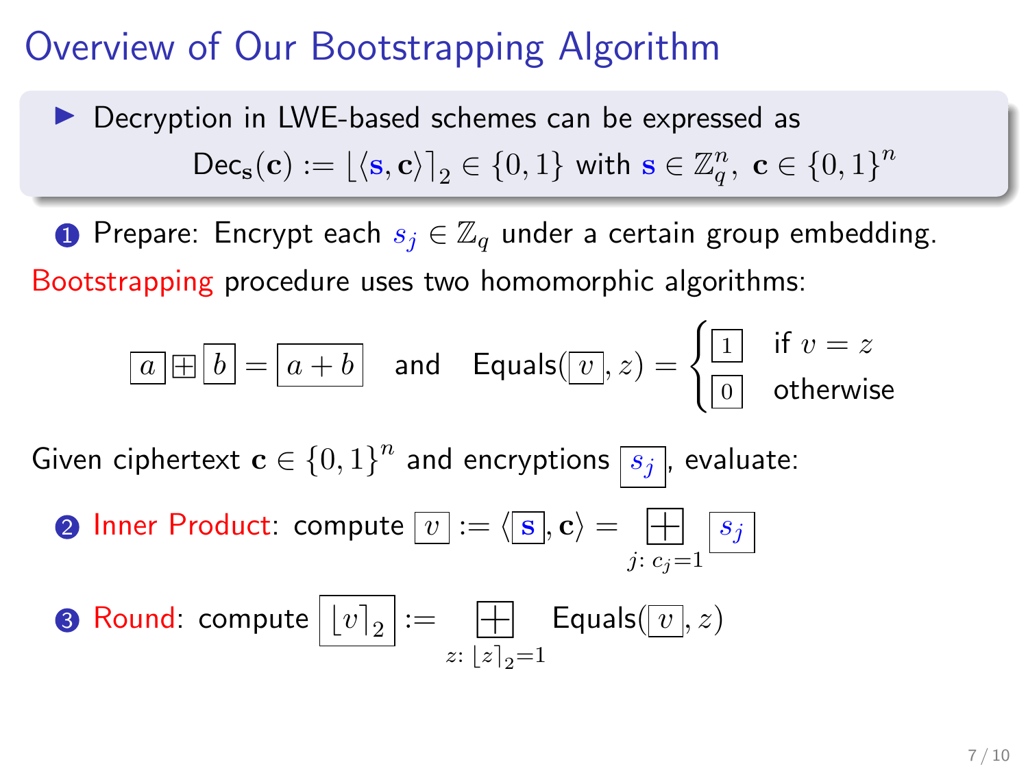# Overview of Our Bootstrapping Algorithm

- Decryption in LWE-based schemes can be expressed as

$$\mathsf{Dec}_{\mathbf{s}}(\mathbf{c}) := \lfloor \langle \mathbf{s}, \mathbf{c} \rangle \rceil_2 \in \{0,1\} \text{ with } \mathbf{s} \in \mathbb{Z}_q^n,\ \mathbf{c} \in \{0,1\}^n$$

1. Prepare: Encrypt each $s_j \in \mathbb{Z}_q$ under a certain group embedding.

Bootstrapping procedure uses two homomorphic algorithms:

$$\boxed{a} \boxplus \boxed{b} = \boxed{a+b} \quad \text{and} \quad \mathsf{Equals}(\boxed{v}, z) = \begin{cases} \boxed{1} & \text{if } v = z \\ \boxed{0} & \text{otherwise} \end{cases}$$

Given ciphertext $\mathbf{c} \in \{0,1\}^n$ and encryptions $\boxed{s_j}$, evaluate:

2. Inner Product: compute $\boxed{v} := \langle \boxed{\mathbf{s}}, \mathbf{c} \rangle = \boxplus_{j\colon c_j = 1} \boxed{s_j}$
3. Round: compute $\boxed{\lfloor v \rceil_2} := \boxplus_{z\colon \lfloor z \rceil_2 = 1} \mathsf{Equals}(\boxed{v}, z)$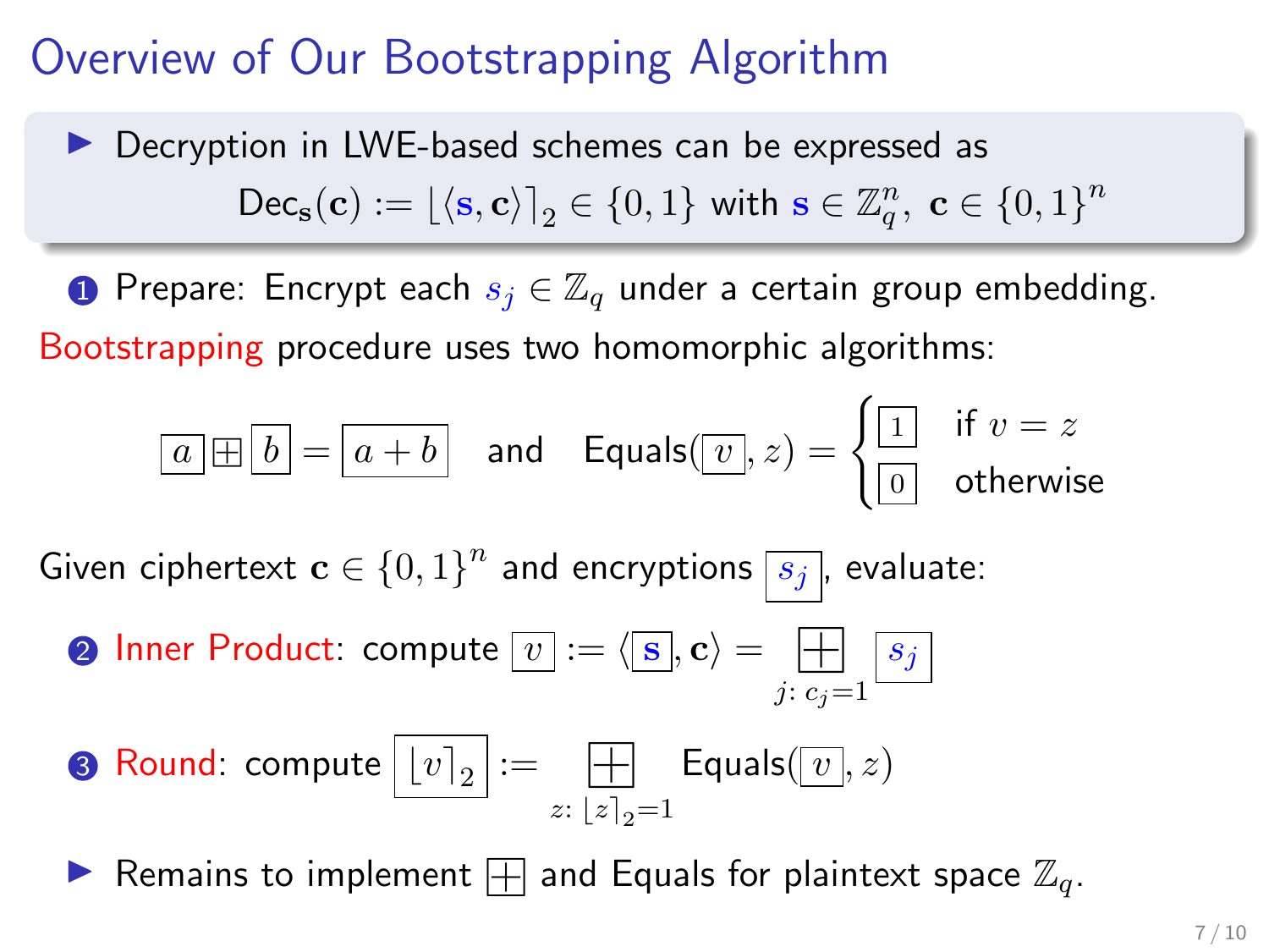# Overview of Our Bootstrapping Algorithm

- Decryption in LWE-based schemes can be expressed as

$$\mathsf{Dec}_{\mathbf{s}}(\mathbf{c}) := \lfloor \langle \mathbf{s}, \mathbf{c} \rangle \rceil_2 \in \{0,1\} \text{ with } \mathbf{s} \in \mathbb{Z}_q^n,\ \mathbf{c} \in \{0,1\}^n$$

1. Prepare: Encrypt each $s_j \in \mathbb{Z}_q$ under a certain group embedding.

Bootstrapping procedure uses two homomorphic algorithms:

$$\boxed{a} \boxplus \boxed{b} = \boxed{a+b} \quad \text{and} \quad \mathsf{Equals}(\boxed{v}, z) = \begin{cases} \boxed{1} & \text{if } v = z \\ \boxed{0} & \text{otherwise} \end{cases}$$

Given ciphertext $\mathbf{c} \in \{0,1\}^n$ and encryptions $\boxed{s_j}$, evaluate:

2. Inner Product: compute $\boxed{v} := \langle \boxed{\mathbf{s}}, \mathbf{c} \rangle = \underset{j:\, c_j = 1}{\boxplus} \boxed{s_j}$

3. Round: compute $\boxed{\lfloor v \rceil_2} := \underset{z:\, \lfloor z \rceil_2 = 1}{\boxplus} \mathsf{Equals}(\boxed{v}, z)$

- Remains to implement $\boxplus$ and Equals for plaintext space $\mathbb{Z}_q$.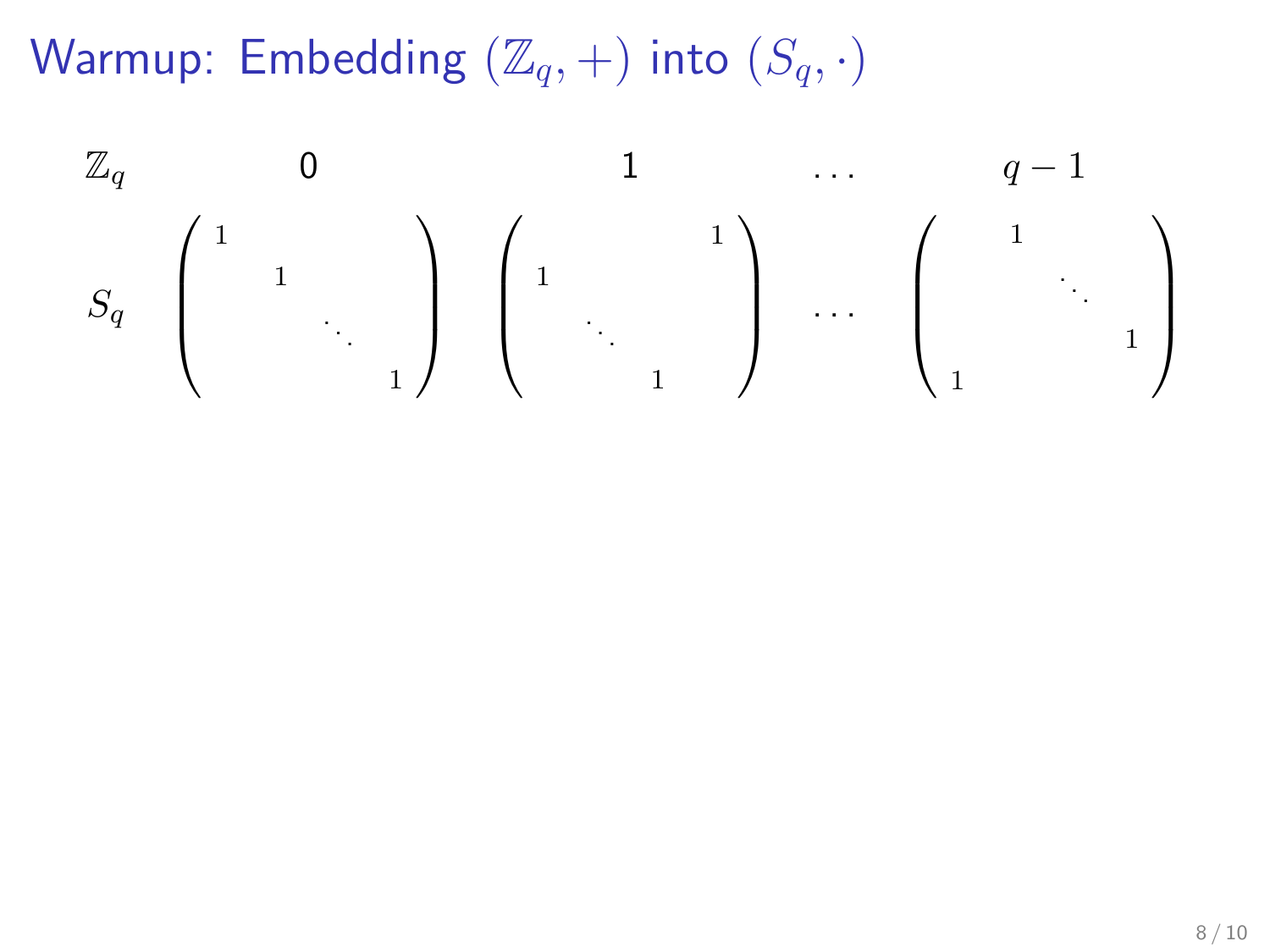# Warmup: Embedding $(\mathbb{Z}_q, +)$ into $(S_q, \cdot)$

$$
\begin{array}{ccccc}
\mathbb{Z}_q & 0 & 1 & \dots & q-1 \\
S_q &
\begin{pmatrix} 1 & & & \\ & 1 & & \\ & & \ddots & \\ & & & 1 \end{pmatrix} &
\begin{pmatrix} & & & 1 \\ 1 & & & \\ & \ddots & & \\ & & 1 & \end{pmatrix} &
\dots &
\begin{pmatrix} & 1 & & \\ & & \ddots & \\ & & & 1 \\ 1 & & & \end{pmatrix}
\end{array}
$$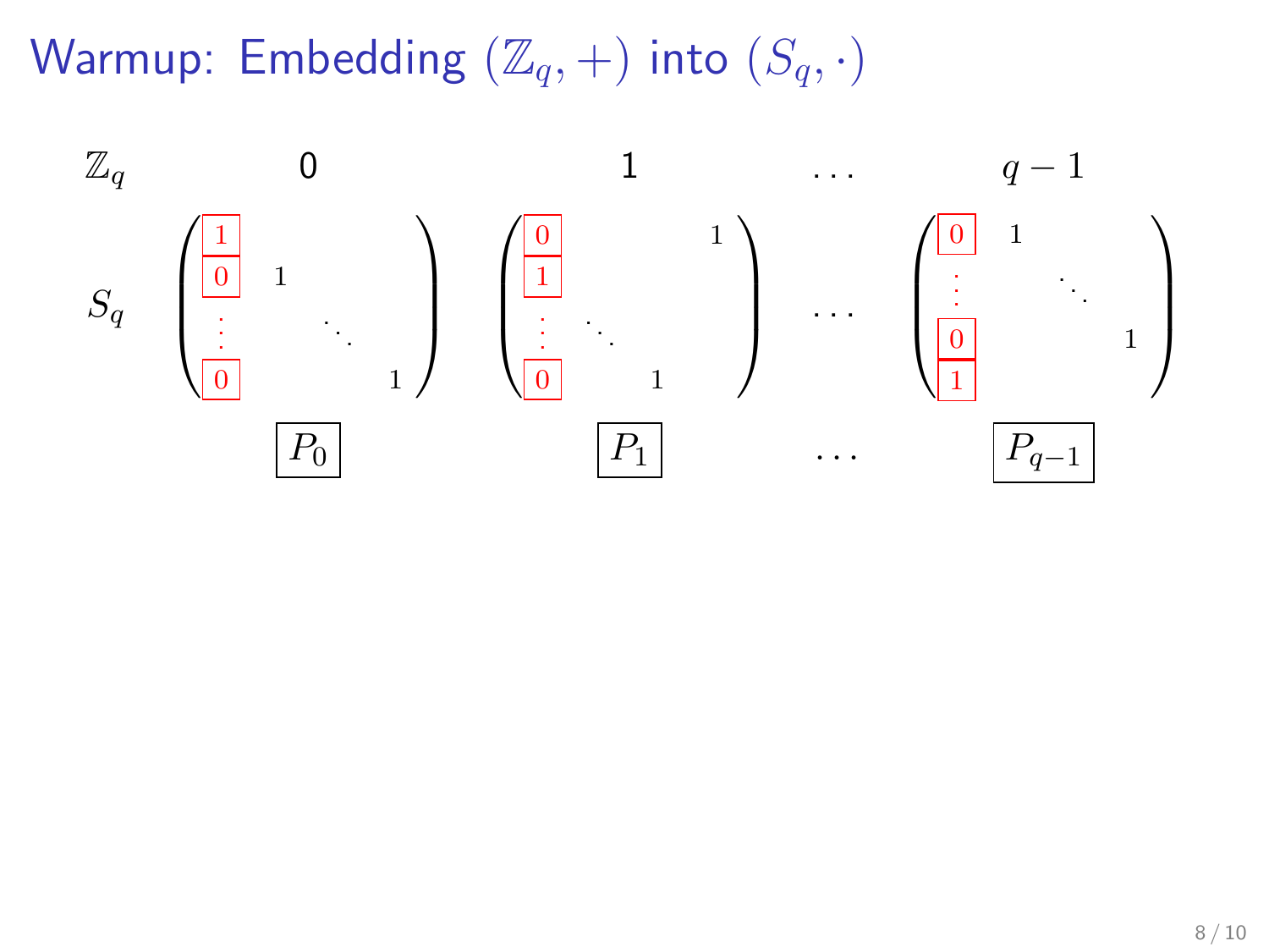# Warmup: Embedding $(\mathbb{Z}_q, +)$ into $(S_q, \cdot)$

| $\mathbb{Z}_q$ | 0 | 1 | $\dots$ | $q-1$ |
|---|---|---|---|---|
| $S_q$ | $\begin{pmatrix} 1 & & & \\ 0 & 1 & & \\ \vdots & & \ddots & \\ 0 & & & 1 \end{pmatrix}$ | $\begin{pmatrix} 0 & & & 1 \\ 1 & & & \\ \vdots & \ddots & & \\ 0 & & 1 & \end{pmatrix}$ | $\dots$ | $\begin{pmatrix} 0 & 1 & & \\ \vdots & & \ddots & \\ 0 & & & 1 \\ 1 & & & \end{pmatrix}$ |
| | $P_0$ | $P_1$ | $\dots$ | $P_{q-1}$ |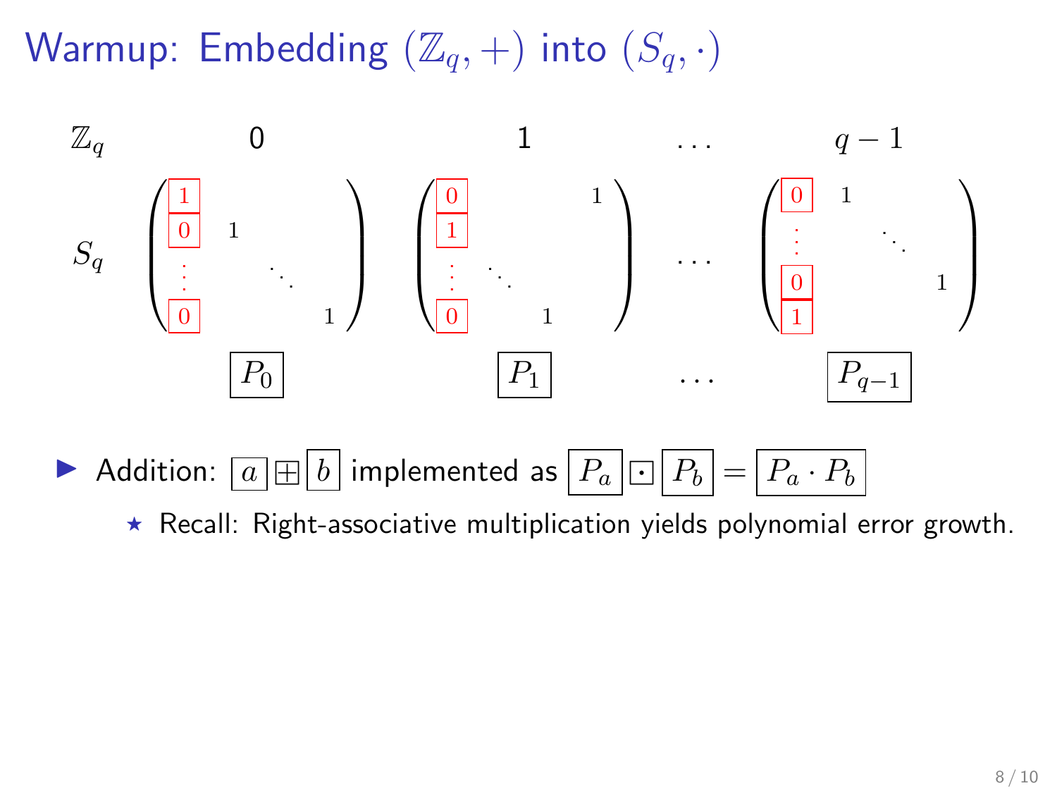# Warmup: Embedding $(\mathbb{Z}_q, +)$ into $(S_q, \cdot)$

$$
\begin{array}{ccccc}
\mathbb{Z}_q & 0 & 1 & \dots & q-1 \\
S_q & \begin{pmatrix} \boxed{1} & & & \\ \boxed{0} & 1 & & \\ \vdots & & \ddots & \\ \boxed{0} & & & 1 \end{pmatrix} & \begin{pmatrix} \boxed{0} & & & 1 \\ \boxed{1} & & & \\ \vdots & \ddots & & \\ \boxed{0} & & 1 & \end{pmatrix} & \dots & \begin{pmatrix} \boxed{0} & 1 & & \\ \vdots & & \ddots & \\ \boxed{0} & & & 1 \\ \boxed{1} & & & \end{pmatrix} \\
& \boxed{P_0} & \boxed{P_1} & \dots & \boxed{P_{q-1}}
\end{array}
$$

- Addition: $\boxed{a} \boxplus \boxed{b}$ implemented as $\boxed{P_a} \boxdot \boxed{P_b} = \boxed{P_a \cdot P_b}$
  - ⋆ Recall: Right-associative multiplication yields polynomial error growth.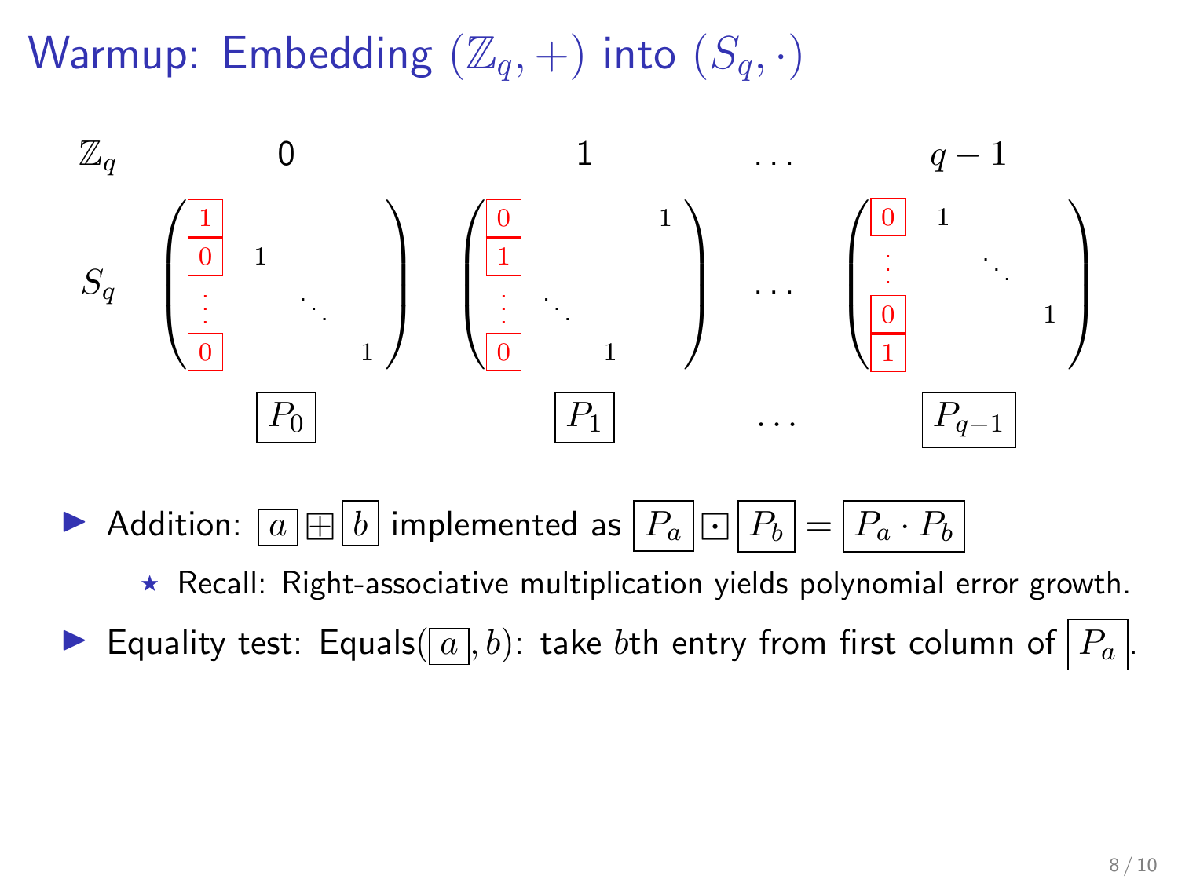# Warmup: Embedding $(\mathbb{Z}_q, +)$ into $(S_q, \cdot)$

| $\mathbb{Z}_q$ | $0$ | $1$ | $\dots$ | $q-1$ |
|---|---|---|---|---|
| $S_q$ | $\begin{pmatrix} 1 & & & \\ 0 & 1 & & \\ \vdots & & \ddots & \\ 0 & & & 1 \end{pmatrix}$ | $\begin{pmatrix} 0 & & & 1 \\ 1 & & & \\ \vdots & \ddots & & \\ 0 & & 1 & \end{pmatrix}$ | $\dots$ | $\begin{pmatrix} 0 & 1 & & \\ \vdots & & \ddots & \\ 0 & & & 1 \\ 1 & & & \end{pmatrix}$ |
| | $\boxed{P_0}$ | $\boxed{P_1}$ | $\dots$ | $\boxed{P_{q-1}}$ |

- Addition: $\boxed{a} \boxplus \boxed{b}$ implemented as $\boxed{P_a} \boxdot \boxed{P_b} = \boxed{P_a \cdot P_b}$
  - ⋆ Recall: Right-associative multiplication yields polynomial error growth.
- Equality test: Equals($\boxed{a}, b$): take $b$th entry from first column of $\boxed{P_a}$.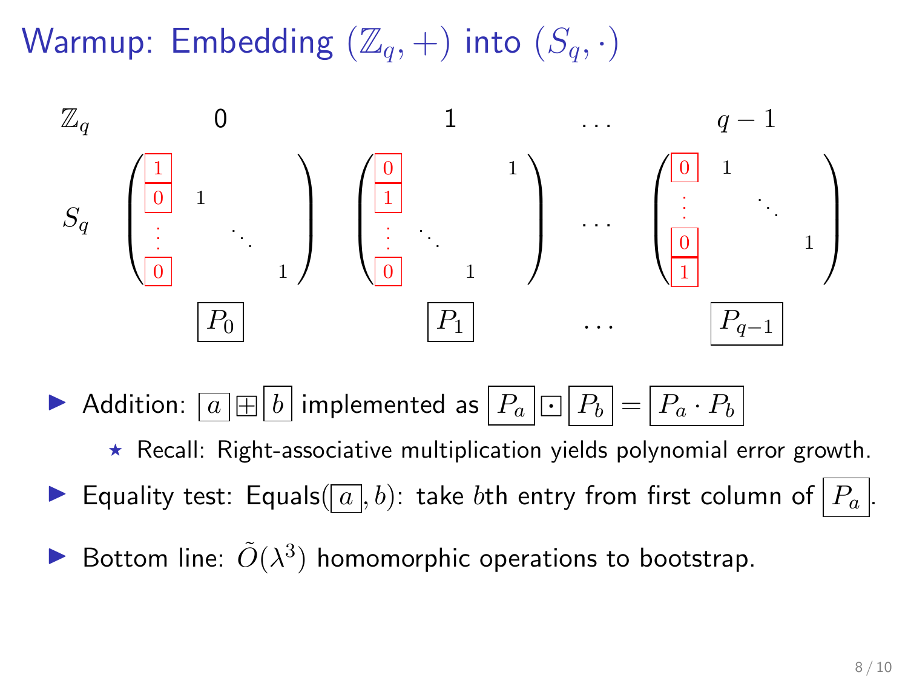# Warmup: Embedding $(\mathbb{Z}_q, +)$ into $(S_q, \cdot)$

| $\mathbb{Z}_q$ | 0 | 1 | $\dots$ | $q-1$ |
|---|---|---|---|---|
| $S_q$ | $\begin{pmatrix} \boxed{1} & & & \\ \boxed{0} & 1 & & \\ \vdots & & \ddots & \\ \boxed{0} & & & 1 \end{pmatrix}$ | $\begin{pmatrix} \boxed{0} & & & 1 \\ \boxed{1} & & & \\ \vdots & \ddots & & \\ \boxed{0} & & 1 & \end{pmatrix}$ | $\dots$ | $\begin{pmatrix} \boxed{0} & 1 & & \\ \vdots & & \ddots & \\ \boxed{0} & & & 1 \\ \boxed{1} & & & \end{pmatrix}$ |
| | $\boxed{P_0}$ | $\boxed{P_1}$ | $\dots$ | $\boxed{P_{q-1}}$ |

- Addition: $\boxed{a} \boxplus \boxed{b}$ implemented as $\boxed{P_a} \boxdot \boxed{P_b} = \boxed{P_a \cdot P_b}$
  - ⋆ Recall: Right-associative multiplication yields polynomial error growth.
- Equality test: Equals($\boxed{a}, b$): take $b$th entry from first column of $\boxed{P_a}$.
- Bottom line: $\tilde{O}(\lambda^3)$ homomorphic operations to bootstrap.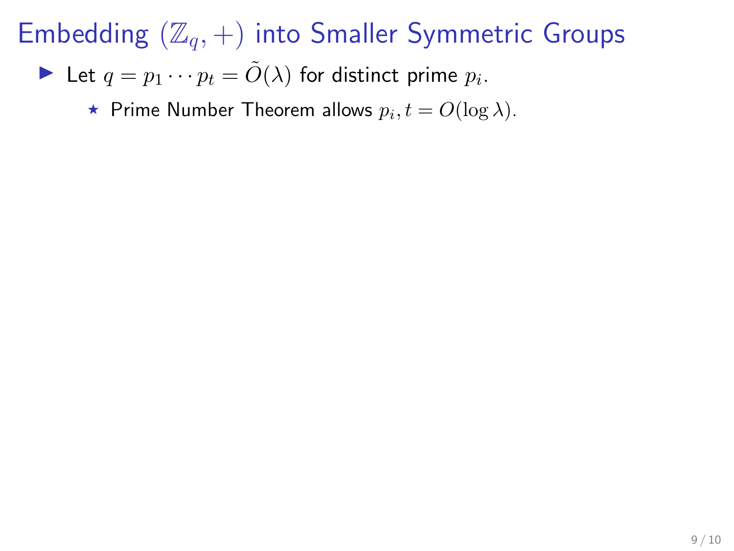# Embedding $(\mathbb{Z}_q, +)$ into Smaller Symmetric Groups

- Let $q = p_1 \cdots p_t = \tilde{O}(\lambda)$ for distinct prime $p_i$.
  - ⋆ Prime Number Theorem allows $p_i, t = O(\log \lambda)$.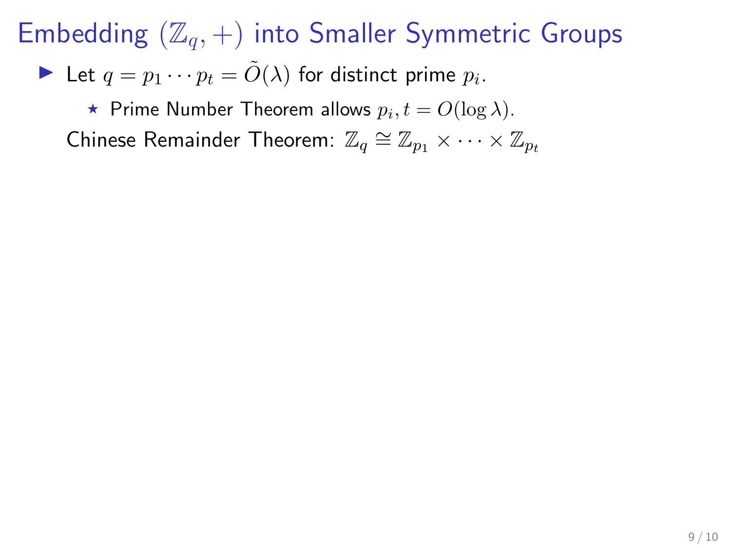# Embedding $(\mathbb{Z}_q, +)$ into Smaller Symmetric Groups

- Let $q = p_1 \cdots p_t = \tilde{O}(\lambda)$ for distinct prime $p_i$.
  - Prime Number Theorem allows $p_i, t = O(\log \lambda)$.

  Chinese Remainder Theorem: $\mathbb{Z}_q \cong \mathbb{Z}_{p_1} \times \cdots \times \mathbb{Z}_{p_t}$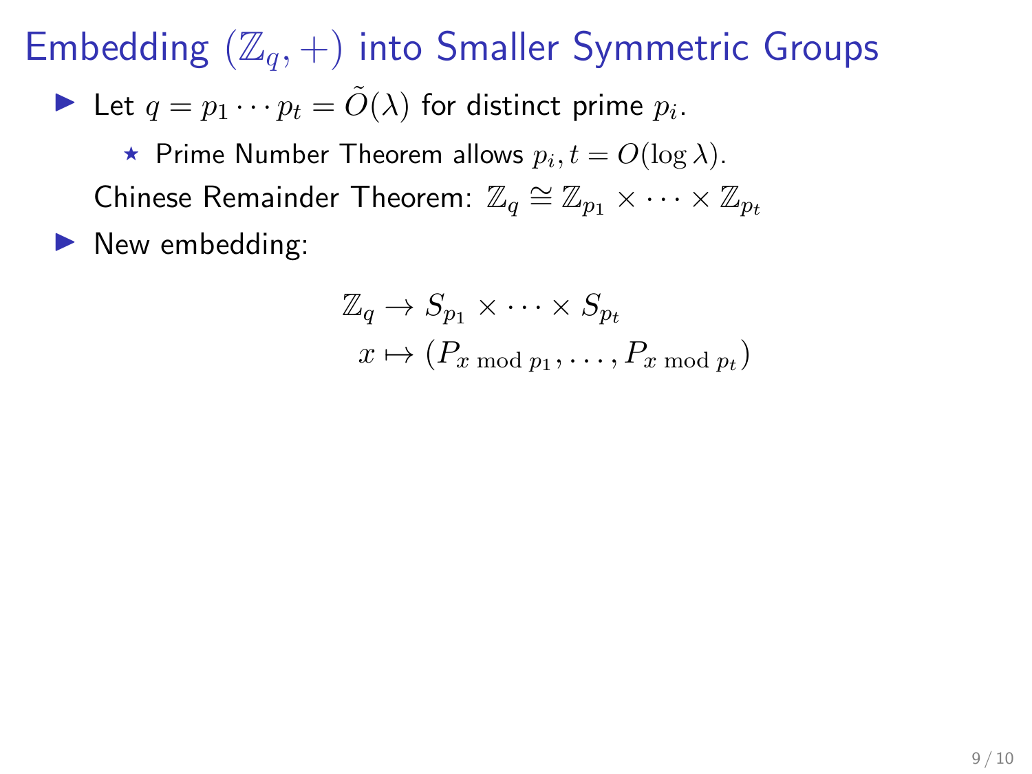# Embedding $(\mathbb{Z}_q, +)$ into Smaller Symmetric Groups

- Let $q = p_1 \cdots p_t = \tilde{O}(\lambda)$ for distinct prime $p_i$.
  - ⋆ Prime Number Theorem allows $p_i, t = O(\log \lambda)$.

  Chinese Remainder Theorem: $\mathbb{Z}_q \cong \mathbb{Z}_{p_1} \times \cdots \times \mathbb{Z}_{p_t}$
- New embedding:

$$
\begin{aligned}
\mathbb{Z}_q &\to S_{p_1} \times \cdots \times S_{p_t} \\
x &\mapsto (P_{x \bmod p_1}, \ldots, P_{x \bmod p_t})
\end{aligned}
$$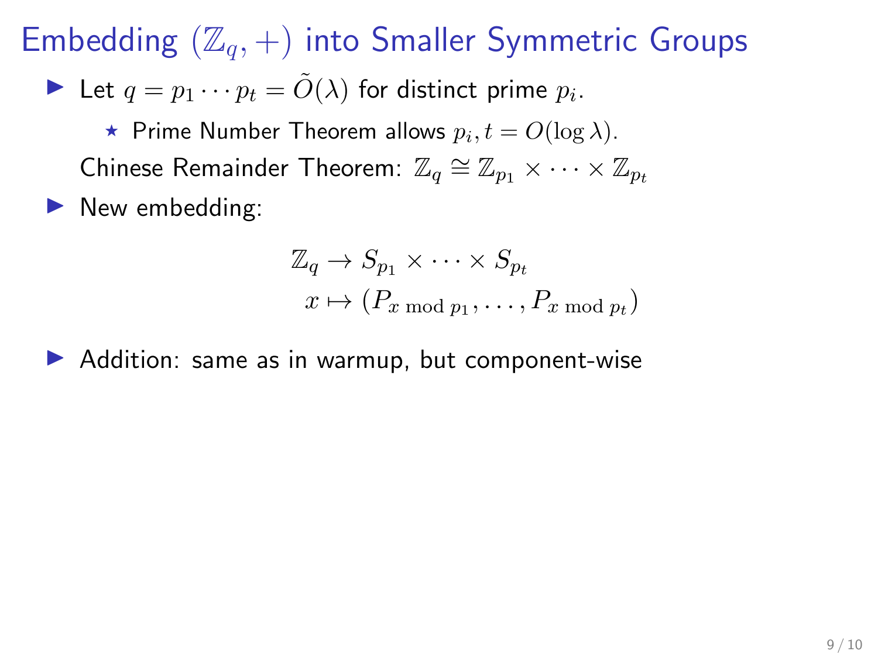# Embedding $(\mathbb{Z}_q, +)$ into Smaller Symmetric Groups

- Let $q = p_1 \cdots p_t = \tilde{O}(\lambda)$ for distinct prime $p_i$.
  - ⋆ Prime Number Theorem allows $p_i, t = O(\log \lambda)$.

  Chinese Remainder Theorem: $\mathbb{Z}_q \cong \mathbb{Z}_{p_1} \times \cdots \times \mathbb{Z}_{p_t}$
- New embedding:

$$\begin{aligned} \mathbb{Z}_q &\to S_{p_1} \times \cdots \times S_{p_t} \\ x &\mapsto (P_{x \bmod p_1}, \ldots, P_{x \bmod p_t}) \end{aligned}$$

- Addition: same as in warmup, but component-wise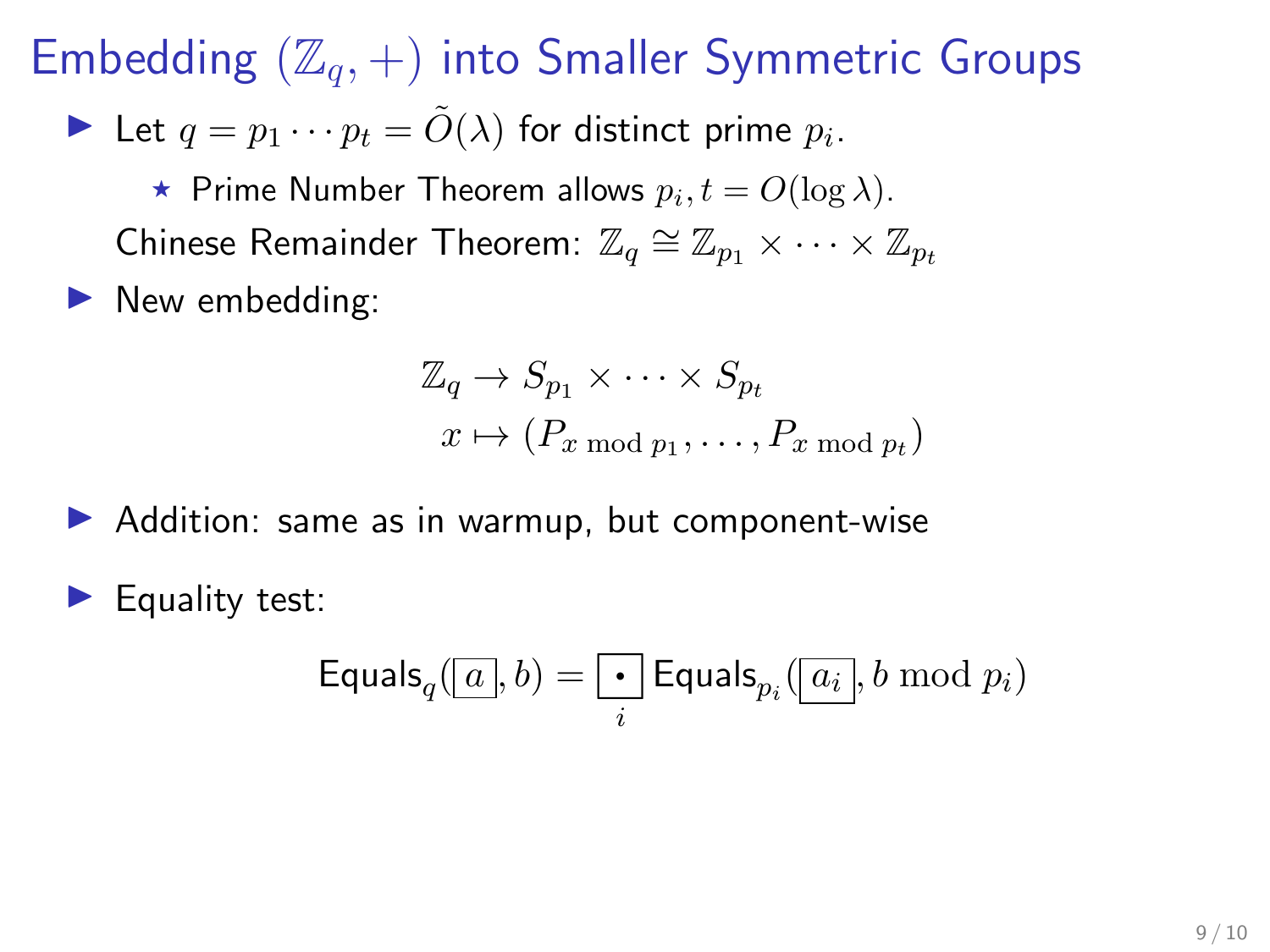# Embedding $(\mathbb{Z}_q, +)$ into Smaller Symmetric Groups

- Let $q = p_1 \cdots p_t = \tilde{O}(\lambda)$ for distinct prime $p_i$.
  - ⋆ Prime Number Theorem allows $p_i, t = O(\log \lambda)$.

  Chinese Remainder Theorem: $\mathbb{Z}_q \cong \mathbb{Z}_{p_1} \times \cdots \times \mathbb{Z}_{p_t}$
- New embedding:

$$
\begin{aligned}
\mathbb{Z}_q &\to S_{p_1} \times \cdots \times S_{p_t} \\
x &\mapsto (P_{x \bmod p_1}, \ldots, P_{x \bmod p_t})
\end{aligned}
$$

- Addition: same as in warmup, but component-wise
- Equality test:

$$
\mathsf{Equals}_q(\boxed{a}, b) = \underset{i}{\boxed{\bullet}} \, \mathsf{Equals}_{p_i}(\boxed{a_i}, b \bmod p_i)
$$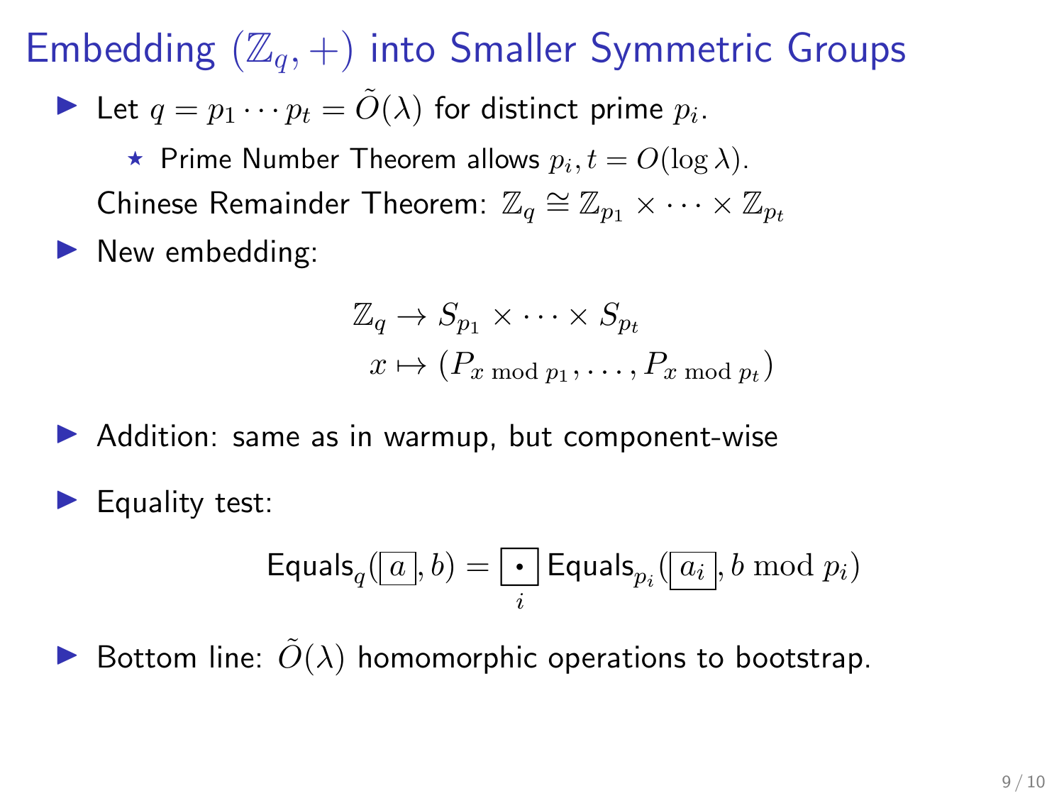# Embedding $(\mathbb{Z}_q, +)$ into Smaller Symmetric Groups

- Let $q = p_1 \cdots p_t = \tilde{O}(\lambda)$ for distinct prime $p_i$.
  - ⋆ Prime Number Theorem allows $p_i, t = O(\log \lambda)$.

  Chinese Remainder Theorem: $\mathbb{Z}_q \cong \mathbb{Z}_{p_1} \times \cdots \times \mathbb{Z}_{p_t}$
- New embedding:

$$
\begin{aligned}
\mathbb{Z}_q &\to S_{p_1} \times \cdots \times S_{p_t} \\
x &\mapsto (P_{x \bmod p_1}, \ldots, P_{x \bmod p_t})
\end{aligned}
$$

- Addition: same as in warmup, but component-wise
- Equality test:

$$
\mathsf{Equals}_q(\boxed{a}, b) = \underset{i}{\boxed{\cdot}}\, \mathsf{Equals}_{p_i}(\boxed{a_i}, b \bmod p_i)
$$

- Bottom line: $\tilde{O}(\lambda)$ homomorphic operations to bootstrap.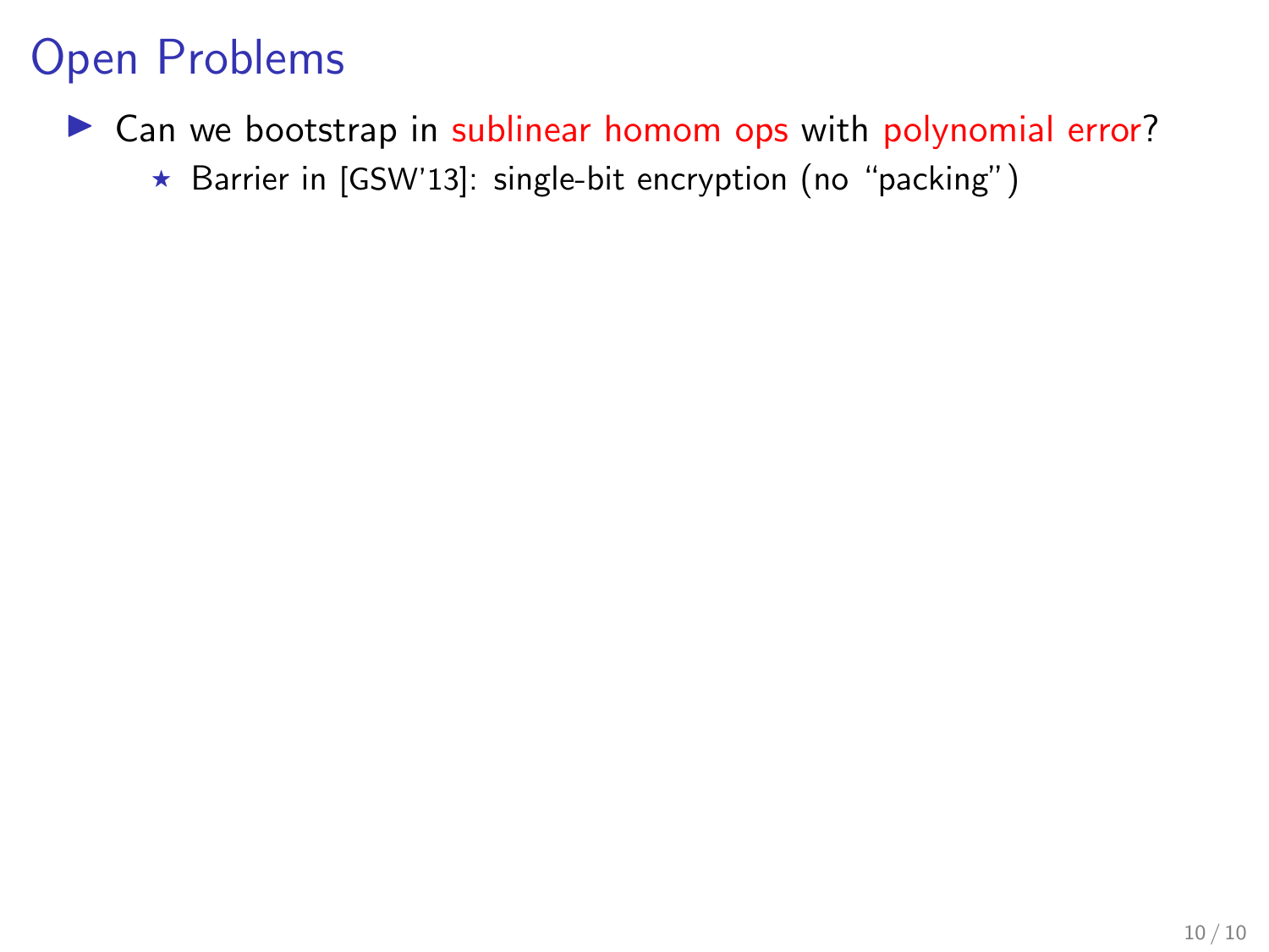# Open Problems

- Can we bootstrap in sublinear homom ops with polynomial error?
  - Barrier in [GSW'13]: single-bit encryption (no "packing")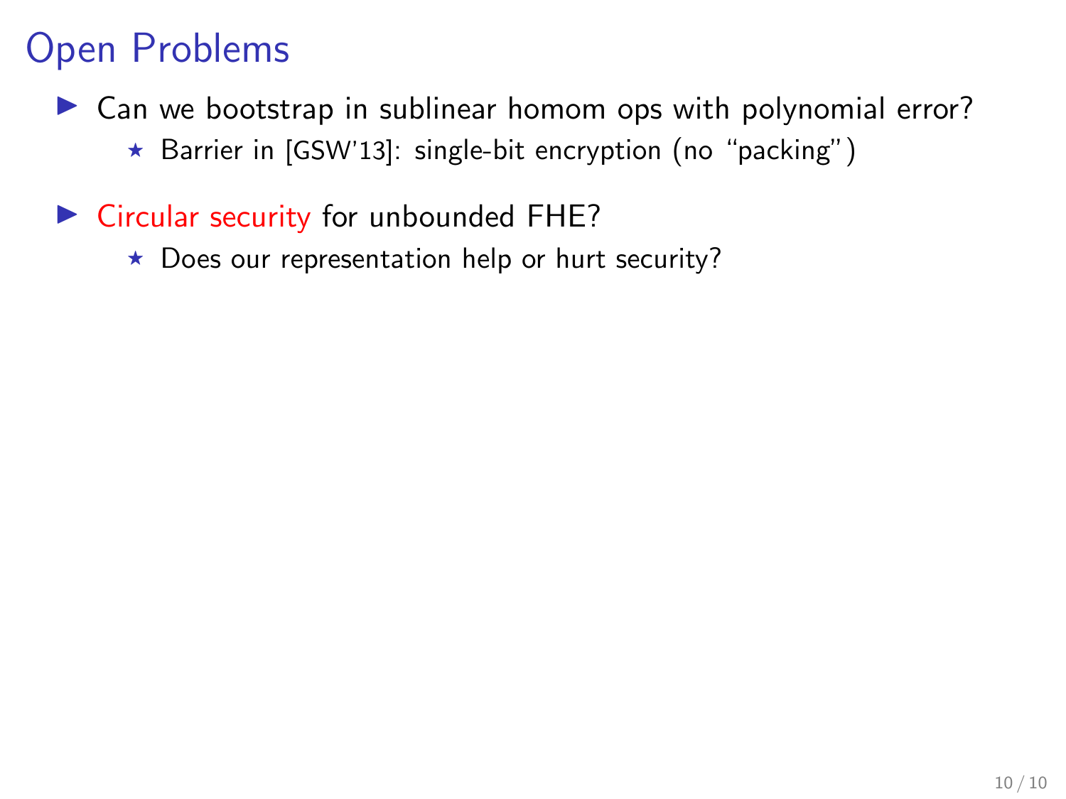# Open Problems

- Can we bootstrap in sublinear homom ops with polynomial error?
  - Barrier in [GSW'13]: single-bit encryption (no "packing")
- Circular security for unbounded FHE?
  - Does our representation help or hurt security?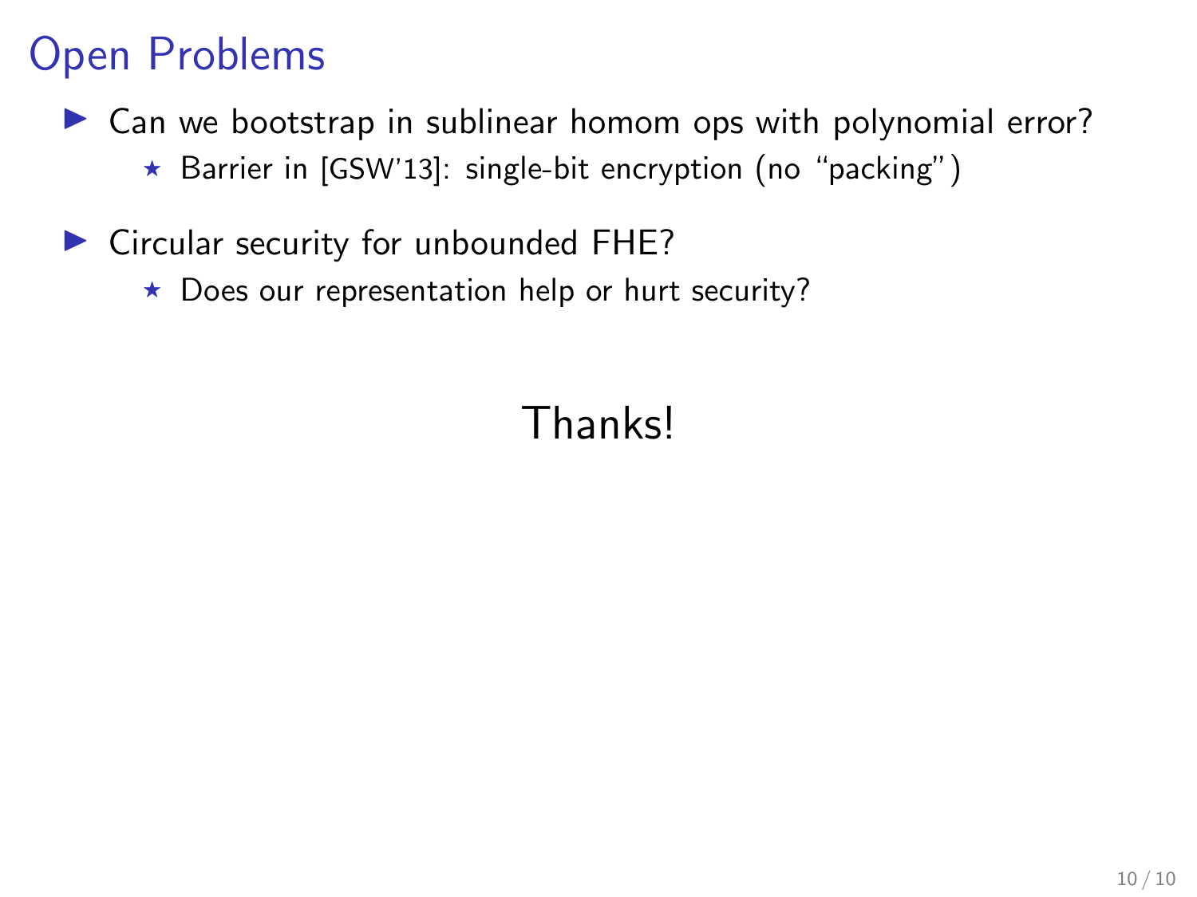# Open Problems

- Can we bootstrap in sublinear homom ops with polynomial error?
  - Barrier in [GSW'13]: single-bit encryption (no "packing")
- Circular security for unbounded FHE?
  - Does our representation help or hurt security?

Thanks!